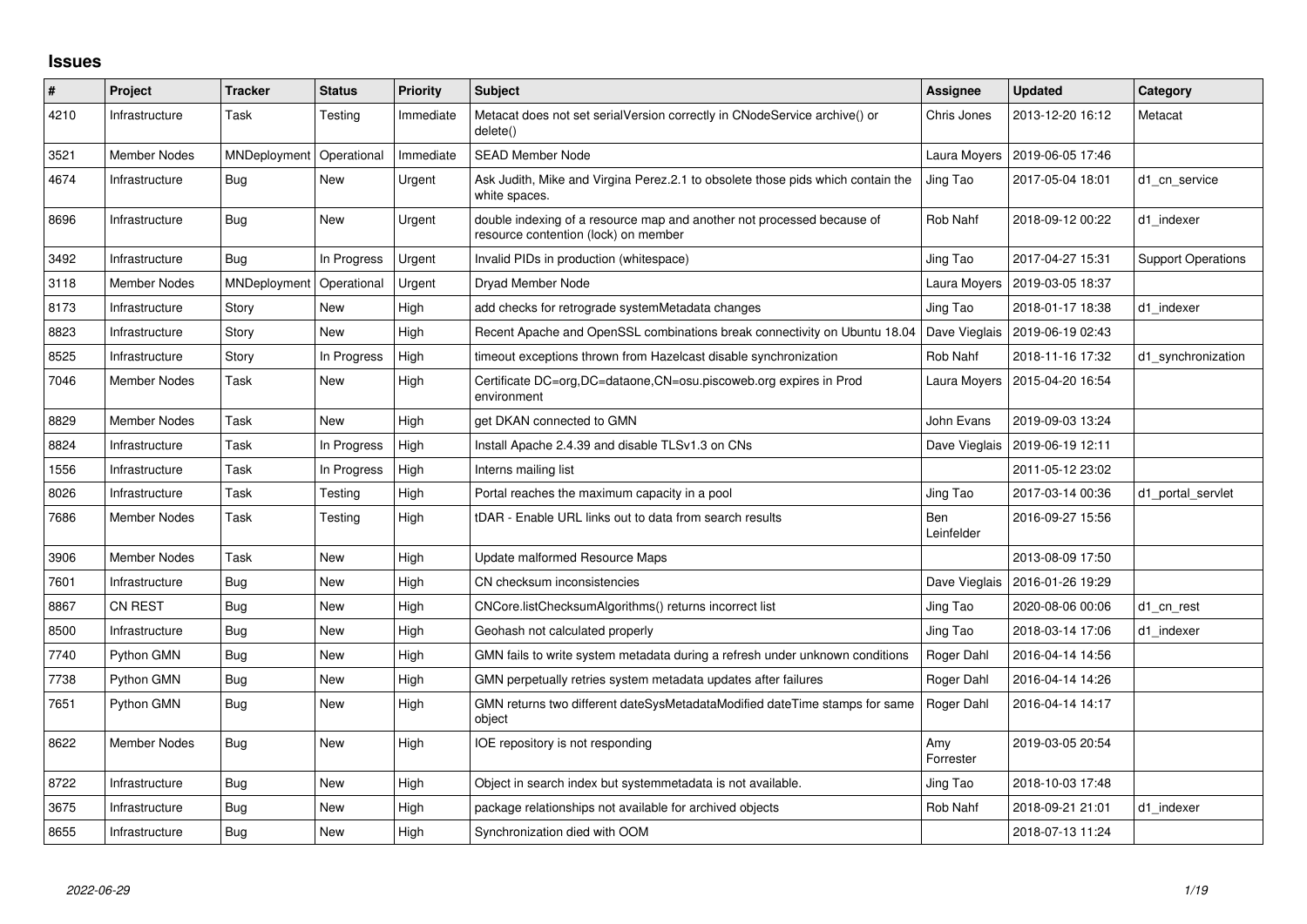# Issues

| # | Project | Tracker | Status | Priority | Subject | Assignee | Updated | Category |
|---|---|---|---|---|---|---|---|---|
| 4210 | Infrastructure | Task | Testing | Immediate | Metacat does not set serialVersion correctly in CNodeService archive() or delete() | Chris Jones | 2013-12-20 16:12 | Metacat |
| 3521 | Member Nodes | MNDeployment | Operational | Immediate | SEAD Member Node | Laura Moyers | 2019-06-05 17:46 | |
| 4674 | Infrastructure | Bug | New | Urgent | Ask Judith, Mike and Virgina Perez.2.1 to obsolete those pids which contain the white spaces. | Jing Tao | 2017-05-04 18:01 | d1_cn_service |
| 8696 | Infrastructure | Bug | New | Urgent | double indexing of a resource map and another not processed because of resource contention (lock) on member | Rob Nahf | 2018-09-12 00:22 | d1_indexer |
| 3492 | Infrastructure | Bug | In Progress | Urgent | Invalid PIDs in production (whitespace) | Jing Tao | 2017-04-27 15:31 | Support Operations |
| 3118 | Member Nodes | MNDeployment | Operational | Urgent | Dryad Member Node | Laura Moyers | 2019-03-05 18:37 | |
| 8173 | Infrastructure | Story | New | High | add checks for retrograde systemMetadata changes | Jing Tao | 2018-01-17 18:38 | d1_indexer |
| 8823 | Infrastructure | Story | New | High | Recent Apache and OpenSSL combinations break connectivity on Ubuntu 18.04 | Dave Vieglais | 2019-06-19 02:43 | |
| 8525 | Infrastructure | Story | In Progress | High | timeout exceptions thrown from Hazelcast disable synchronization | Rob Nahf | 2018-11-16 17:32 | d1_synchronization |
| 7046 | Member Nodes | Task | New | High | Certificate DC=org,DC=dataone,CN=osu.piscoweb.org expires in Prod environment | Laura Moyers | 2015-04-20 16:54 | |
| 8829 | Member Nodes | Task | New | High | get DKAN connected to GMN | John Evans | 2019-09-03 13:24 | |
| 8824 | Infrastructure | Task | In Progress | High | Install Apache 2.4.39 and disable TLSv1.3 on CNs | Dave Vieglais | 2019-06-19 12:11 | |
| 1556 | Infrastructure | Task | In Progress | High | Interns mailing list | | 2011-05-12 23:02 | |
| 8026 | Infrastructure | Task | Testing | High | Portal reaches the maximum capacity in a pool | Jing Tao | 2017-03-14 00:36 | d1_portal_servlet |
| 7686 | Member Nodes | Task | Testing | High | tDAR - Enable URL links out to data from search results | Ben Leinfelder | 2016-09-27 15:56 | |
| 3906 | Member Nodes | Task | New | High | Update malformed Resource Maps | | 2013-08-09 17:50 | |
| 7601 | Infrastructure | Bug | New | High | CN checksum inconsistencies | Dave Vieglais | 2016-01-26 19:29 | |
| 8867 | CN REST | Bug | New | High | CNCore.listChecksumAlgorithms() returns incorrect list | Jing Tao | 2020-08-06 00:06 | d1_cn_rest |
| 8500 | Infrastructure | Bug | New | High | Geohash not calculated properly | Jing Tao | 2018-03-14 17:06 | d1_indexer |
| 7740 | Python GMN | Bug | New | High | GMN fails to write system metadata during a refresh under unknown conditions | Roger Dahl | 2016-04-14 14:56 | |
| 7738 | Python GMN | Bug | New | High | GMN perpetually retries system metadata updates after failures | Roger Dahl | 2016-04-14 14:26 | |
| 7651 | Python GMN | Bug | New | High | GMN returns two different dateSysMetadataModified dateTime stamps for same object | Roger Dahl | 2016-04-14 14:17 | |
| 8622 | Member Nodes | Bug | New | High | IOE repository is not responding | Amy Forrester | 2019-03-05 20:54 | |
| 8722 | Infrastructure | Bug | New | High | Object in search index but systemmetadata is not available. | Jing Tao | 2018-10-03 17:48 | |
| 3675 | Infrastructure | Bug | New | High | package relationships not available for archived objects | Rob Nahf | 2018-09-21 21:01 | d1_indexer |
| 8655 | Infrastructure | Bug | New | High | Synchronization died with OOM | | 2018-07-13 11:24 | |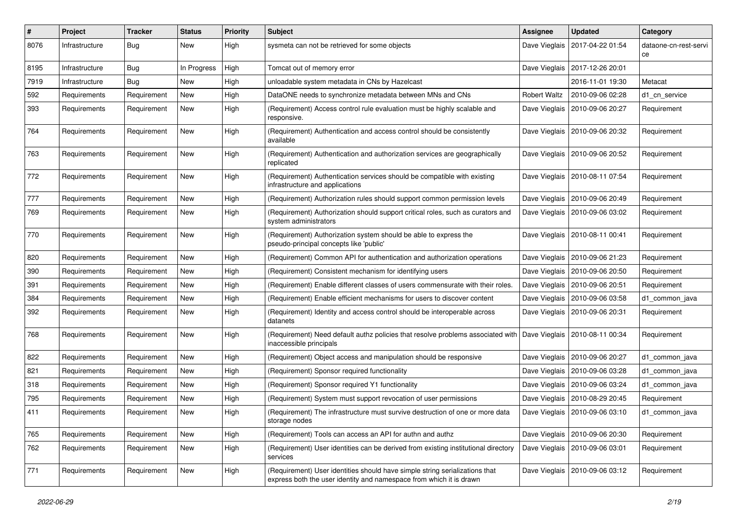| # | Project | Tracker | Status | Priority | Subject | Assignee | Updated | Category |
|---|---|---|---|---|---|---|---|---|
| 8076 | Infrastructure | Bug | New | High | sysmeta can not be retrieved for some objects | Dave Vieglais | 2017-04-22 01:54 | dataone-cn-rest-service |
| 8195 | Infrastructure | Bug | In Progress | High | Tomcat out of memory error | Dave Vieglais | 2017-12-26 20:01 | |
| 7919 | Infrastructure | Bug | New | High | unloadable system metadata in CNs by Hazelcast | | 2016-11-01 19:30 | Metacat |
| 592 | Requirements | Requirement | New | High | DataONE needs to synchronize metadata between MNs and CNs | Robert Waltz | 2010-09-06 02:28 | d1_cn_service |
| 393 | Requirements | Requirement | New | High | (Requirement) Access control rule evaluation must be highly scalable and responsive. | Dave Vieglais | 2010-09-06 20:27 | Requirement |
| 764 | Requirements | Requirement | New | High | (Requirement) Authentication and access control should be consistently available | Dave Vieglais | 2010-09-06 20:32 | Requirement |
| 763 | Requirements | Requirement | New | High | (Requirement) Authentication and authorization services are geographically replicated | Dave Vieglais | 2010-09-06 20:52 | Requirement |
| 772 | Requirements | Requirement | New | High | (Requirement) Authentication services should be compatible with existing infrastructure and applications | Dave Vieglais | 2010-08-11 07:54 | Requirement |
| 777 | Requirements | Requirement | New | High | (Requirement) Authorization rules should support common permission levels | Dave Vieglais | 2010-09-06 20:49 | Requirement |
| 769 | Requirements | Requirement | New | High | (Requirement) Authorization should support critical roles, such as curators and system administrators | Dave Vieglais | 2010-09-06 03:02 | Requirement |
| 770 | Requirements | Requirement | New | High | (Requirement) Authorization system should be able to express the pseudo-principal concepts like 'public' | Dave Vieglais | 2010-08-11 00:41 | Requirement |
| 820 | Requirements | Requirement | New | High | (Requirement) Common API for authentication and authorization operations | Dave Vieglais | 2010-09-06 21:23 | Requirement |
| 390 | Requirements | Requirement | New | High | (Requirement) Consistent mechanism for identifying users | Dave Vieglais | 2010-09-06 20:50 | Requirement |
| 391 | Requirements | Requirement | New | High | (Requirement) Enable different classes of users commensurate with their roles. | Dave Vieglais | 2010-09-06 20:51 | Requirement |
| 384 | Requirements | Requirement | New | High | (Requirement) Enable efficient mechanisms for users to discover content | Dave Vieglais | 2010-09-06 03:58 | d1_common_java |
| 392 | Requirements | Requirement | New | High | (Requirement) Identity and access control should be interoperable across datanets | Dave Vieglais | 2010-09-06 20:31 | Requirement |
| 768 | Requirements | Requirement | New | High | (Requirement) Need default authz policies that resolve problems associated with inaccessible principals | Dave Vieglais | 2010-08-11 00:34 | Requirement |
| 822 | Requirements | Requirement | New | High | (Requirement) Object access and manipulation should be responsive | Dave Vieglais | 2010-09-06 20:27 | d1_common_java |
| 821 | Requirements | Requirement | New | High | (Requirement) Sponsor required functionality | Dave Vieglais | 2010-09-06 03:28 | d1_common_java |
| 318 | Requirements | Requirement | New | High | (Requirement) Sponsor required Y1 functionality | Dave Vieglais | 2010-09-06 03:24 | d1_common_java |
| 795 | Requirements | Requirement | New | High | (Requirement) System must support revocation of user permissions | Dave Vieglais | 2010-08-29 20:45 | Requirement |
| 411 | Requirements | Requirement | New | High | (Requirement) The infrastructure must survive destruction of one or more data storage nodes | Dave Vieglais | 2010-09-06 03:10 | d1_common_java |
| 765 | Requirements | Requirement | New | High | (Requirement) Tools can access an API for authn and authz | Dave Vieglais | 2010-09-06 20:30 | Requirement |
| 762 | Requirements | Requirement | New | High | (Requirement) User identities can be derived from existing institutional directory services | Dave Vieglais | 2010-09-06 03:01 | Requirement |
| 771 | Requirements | Requirement | New | High | (Requirement) User identities should have simple string serializations that express both the user identity and namespace from which it is drawn | Dave Vieglais | 2010-09-06 03:12 | Requirement |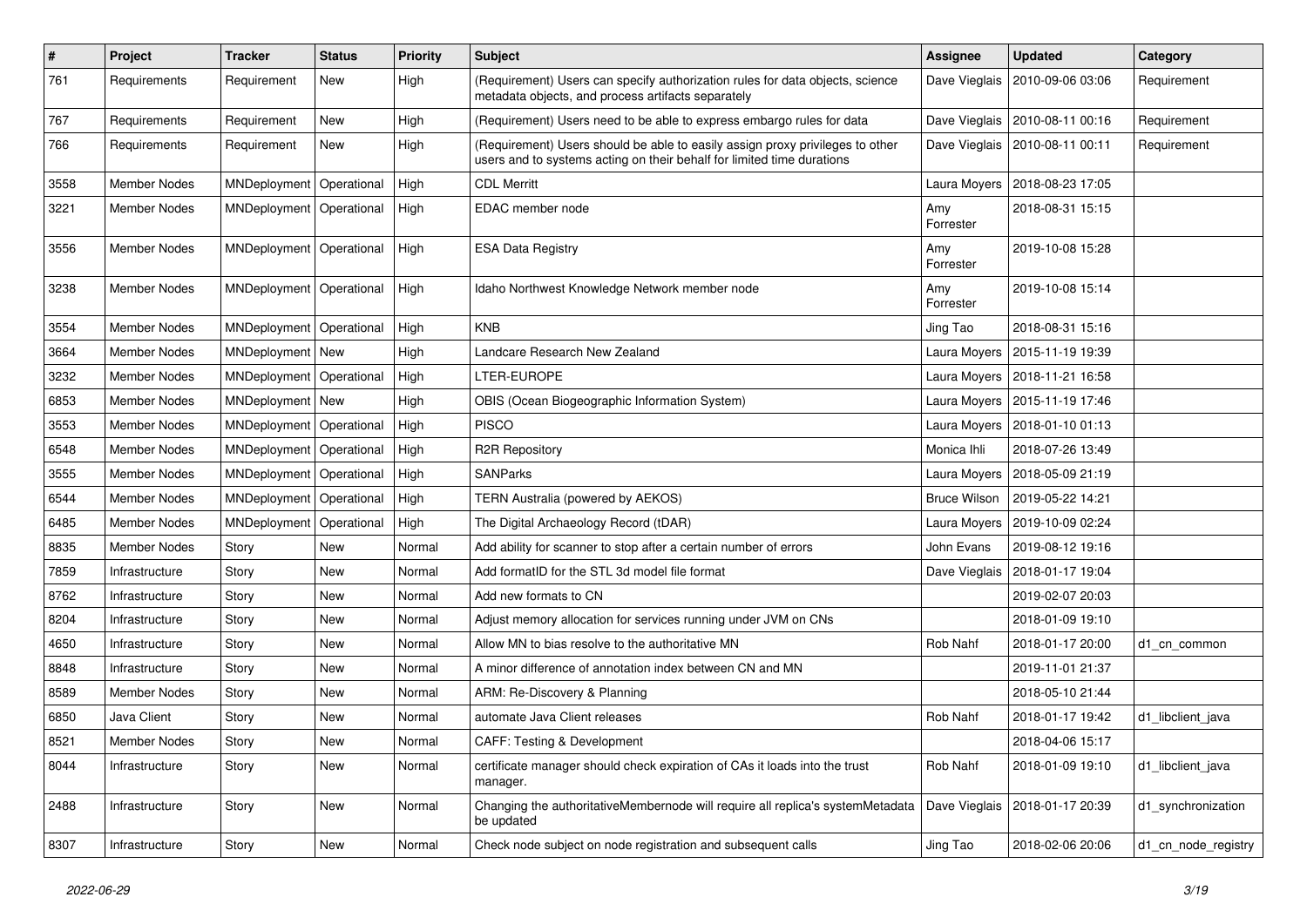| # | Project | Tracker | Status | Priority | Subject | Assignee | Updated | Category |
|---|---|---|---|---|---|---|---|---|
| 761 | Requirements | Requirement | New | High | (Requirement) Users can specify authorization rules for data objects, science metadata objects, and process artifacts separately | Dave Vieglais | 2010-09-06 03:06 | Requirement |
| 767 | Requirements | Requirement | New | High | (Requirement) Users need to be able to express embargo rules for data | Dave Vieglais | 2010-08-11 00:16 | Requirement |
| 766 | Requirements | Requirement | New | High | (Requirement) Users should be able to easily assign proxy privileges to other users and to systems acting on their behalf for limited time durations | Dave Vieglais | 2010-08-11 00:11 | Requirement |
| 3558 | Member Nodes | MNDeployment | Operational | High | CDL Merritt | Laura Moyers | 2018-08-23 17:05 | |
| 3221 | Member Nodes | MNDeployment | Operational | High | EDAC member node | Amy Forrester | 2018-08-31 15:15 | |
| 3556 | Member Nodes | MNDeployment | Operational | High | ESA Data Registry | Amy Forrester | 2019-10-08 15:28 | |
| 3238 | Member Nodes | MNDeployment | Operational | High | Idaho Northwest Knowledge Network member node | Amy Forrester | 2019-10-08 15:14 | |
| 3554 | Member Nodes | MNDeployment | Operational | High | KNB | Jing Tao | 2018-08-31 15:16 | |
| 3664 | Member Nodes | MNDeployment | New | High | Landcare Research New Zealand | Laura Moyers | 2015-11-19 19:39 | |
| 3232 | Member Nodes | MNDeployment | Operational | High | LTER-EUROPE | Laura Moyers | 2018-11-21 16:58 | |
| 6853 | Member Nodes | MNDeployment | New | High | OBIS (Ocean Biogeographic Information System) | Laura Moyers | 2015-11-19 17:46 | |
| 3553 | Member Nodes | MNDeployment | Operational | High | PISCO | Laura Moyers | 2018-01-10 01:13 | |
| 6548 | Member Nodes | MNDeployment | Operational | High | R2R Repository | Monica Ihli | 2018-07-26 13:49 | |
| 3555 | Member Nodes | MNDeployment | Operational | High | SANParks | Laura Moyers | 2018-05-09 21:19 | |
| 6544 | Member Nodes | MNDeployment | Operational | High | TERN Australia (powered by AEKOS) | Bruce Wilson | 2019-05-22 14:21 | |
| 6485 | Member Nodes | MNDeployment | Operational | High | The Digital Archaeology Record (tDAR) | Laura Moyers | 2019-10-09 02:24 | |
| 8835 | Member Nodes | Story | New | Normal | Add ability for scanner to stop after a certain number of errors | John Evans | 2019-08-12 19:16 | |
| 7859 | Infrastructure | Story | New | Normal | Add formatID for the STL 3d model file format | Dave Vieglais | 2018-01-17 19:04 | |
| 8762 | Infrastructure | Story | New | Normal | Add new formats to CN | | 2019-02-07 20:03 | |
| 8204 | Infrastructure | Story | New | Normal | Adjust memory allocation for services running under JVM on CNs | | 2018-01-09 19:10 | |
| 4650 | Infrastructure | Story | New | Normal | Allow MN to bias resolve to the authoritative MN | Rob Nahf | 2018-01-17 20:00 | d1_cn_common |
| 8848 | Infrastructure | Story | New | Normal | A minor difference of annotation index between CN and MN | | 2019-11-01 21:37 | |
| 8589 | Member Nodes | Story | New | Normal | ARM: Re-Discovery & Planning | | 2018-05-10 21:44 | |
| 6850 | Java Client | Story | New | Normal | automate Java Client releases | Rob Nahf | 2018-01-17 19:42 | d1_libclient_java |
| 8521 | Member Nodes | Story | New | Normal | CAFF: Testing & Development | | 2018-04-06 15:17 | |
| 8044 | Infrastructure | Story | New | Normal | certificate manager should check expiration of CAs it loads into the trust manager. | Rob Nahf | 2018-01-09 19:10 | d1_libclient_java |
| 2488 | Infrastructure | Story | New | Normal | Changing the authoritativeMembernode will require all replica's systemMetadata be updated | Dave Vieglais | 2018-01-17 20:39 | d1_synchronization |
| 8307 | Infrastructure | Story | New | Normal | Check node subject on node registration and subsequent calls | Jing Tao | 2018-02-06 20:06 | d1_cn_node_registry |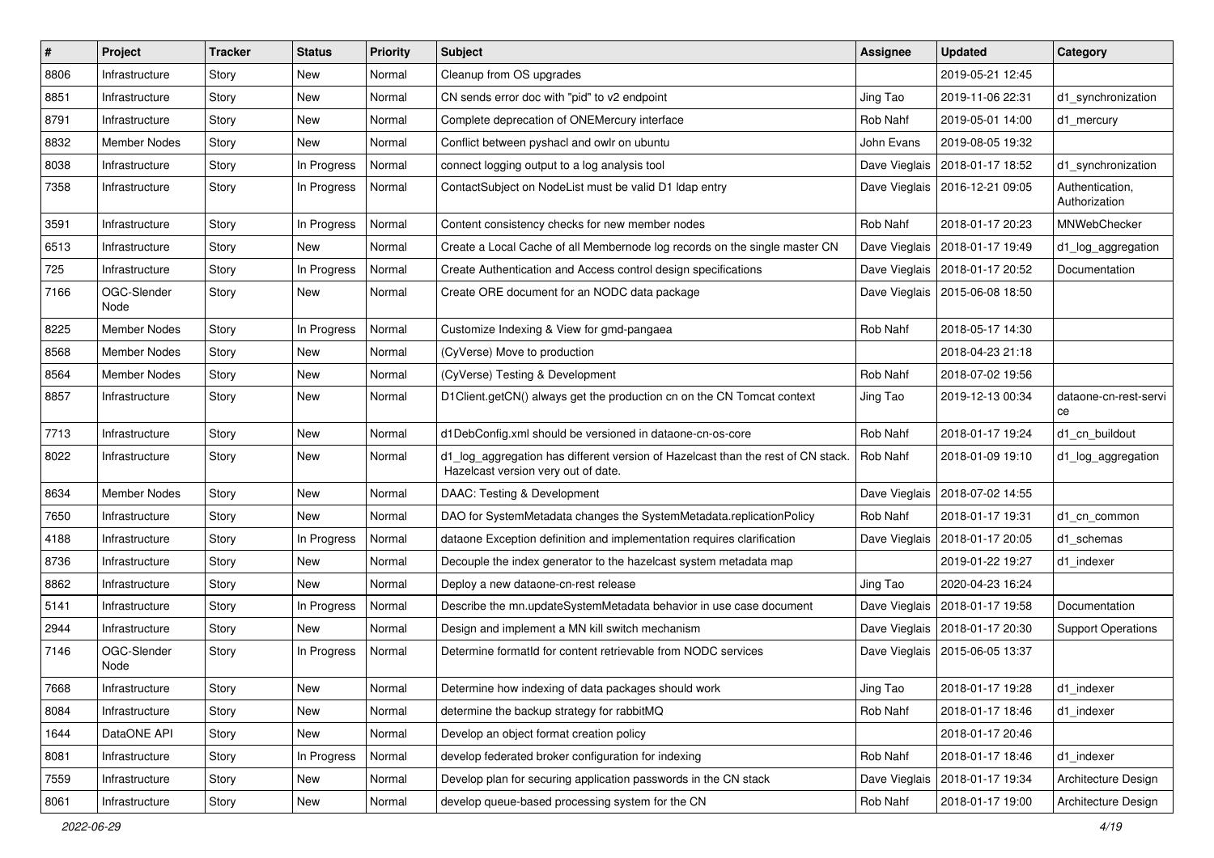| # | Project | Tracker | Status | Priority | Subject | Assignee | Updated | Category |
|---|---|---|---|---|---|---|---|---|
| 8806 | Infrastructure | Story | New | Normal | Cleanup from OS upgrades | | 2019-05-21 12:45 | |
| 8851 | Infrastructure | Story | New | Normal | CN sends error doc with "pid" to v2 endpoint | Jing Tao | 2019-11-06 22:31 | d1_synchronization |
| 8791 | Infrastructure | Story | New | Normal | Complete deprecation of ONEMercury interface | Rob Nahf | 2019-05-01 14:00 | d1_mercury |
| 8832 | Member Nodes | Story | New | Normal | Conflict between pyshacl and owlr on ubuntu | John Evans | 2019-08-05 19:32 | |
| 8038 | Infrastructure | Story | In Progress | Normal | connect logging output to a log analysis tool | Dave Vieglais | 2018-01-17 18:52 | d1_synchronization |
| 7358 | Infrastructure | Story | In Progress | Normal | ContactSubject on NodeList must be valid D1 ldap entry | Dave Vieglais | 2016-12-21 09:05 | Authentication, Authorization |
| 3591 | Infrastructure | Story | In Progress | Normal | Content consistency checks for new member nodes | Rob Nahf | 2018-01-17 20:23 | MNWebChecker |
| 6513 | Infrastructure | Story | New | Normal | Create a Local Cache of all Membernode log records on the single master CN | Dave Vieglais | 2018-01-17 19:49 | d1_log_aggregation |
| 725 | Infrastructure | Story | In Progress | Normal | Create Authentication and Access control design specifications | Dave Vieglais | 2018-01-17 20:52 | Documentation |
| 7166 | OGC-Slender Node | Story | New | Normal | Create ORE document for an NODC data package | Dave Vieglais | 2015-06-08 18:50 | |
| 8225 | Member Nodes | Story | In Progress | Normal | Customize Indexing & View for gmd-pangaea | Rob Nahf | 2018-05-17 14:30 | |
| 8568 | Member Nodes | Story | New | Normal | (CyVerse) Move to production | | 2018-04-23 21:18 | |
| 8564 | Member Nodes | Story | New | Normal | (CyVerse) Testing & Development | Rob Nahf | 2018-07-02 19:56 | |
| 8857 | Infrastructure | Story | New | Normal | D1Client.getCN() always get the production cn on the CN Tomcat context | Jing Tao | 2019-12-13 00:34 | dataone-cn-rest-service |
| 7713 | Infrastructure | Story | New | Normal | d1DebConfig.xml should be versioned in dataone-cn-os-core | Rob Nahf | 2018-01-17 19:24 | d1_cn_buildout |
| 8022 | Infrastructure | Story | New | Normal | d1_log_aggregation has different version of Hazelcast than the rest of CN stack. Hazelcast version very out of date. | Rob Nahf | 2018-01-09 19:10 | d1_log_aggregation |
| 8634 | Member Nodes | Story | New | Normal | DAAC: Testing & Development | Dave Vieglais | 2018-07-02 14:55 | |
| 7650 | Infrastructure | Story | New | Normal | DAO for SystemMetadata changes the SystemMetadata.replicationPolicy | Rob Nahf | 2018-01-17 19:31 | d1_cn_common |
| 4188 | Infrastructure | Story | In Progress | Normal | dataone Exception definition and implementation requires clarification | Dave Vieglais | 2018-01-17 20:05 | d1_schemas |
| 8736 | Infrastructure | Story | New | Normal | Decouple the index generator to the hazelcast system metadata map | | 2019-01-22 19:27 | d1_indexer |
| 8862 | Infrastructure | Story | New | Normal | Deploy a new dataone-cn-rest release | Jing Tao | 2020-04-23 16:24 | |
| 5141 | Infrastructure | Story | In Progress | Normal | Describe the mn.updateSystemMetadata behavior in use case document | Dave Vieglais | 2018-01-17 19:58 | Documentation |
| 2944 | Infrastructure | Story | New | Normal | Design and implement a MN kill switch mechanism | Dave Vieglais | 2018-01-17 20:30 | Support Operations |
| 7146 | OGC-Slender Node | Story | In Progress | Normal | Determine formatId for content retrievable from NODC services | Dave Vieglais | 2015-06-05 13:37 | |
| 7668 | Infrastructure | Story | New | Normal | Determine how indexing of data packages should work | Jing Tao | 2018-01-17 19:28 | d1_indexer |
| 8084 | Infrastructure | Story | New | Normal | determine the backup strategy for rabbitMQ | Rob Nahf | 2018-01-17 18:46 | d1_indexer |
| 1644 | DataONE API | Story | New | Normal | Develop an object format creation policy | | 2018-01-17 20:46 | |
| 8081 | Infrastructure | Story | In Progress | Normal | develop federated broker configuration for indexing | Rob Nahf | 2018-01-17 18:46 | d1_indexer |
| 7559 | Infrastructure | Story | New | Normal | Develop plan for securing application passwords in the CN stack | Dave Vieglais | 2018-01-17 19:34 | Architecture Design |
| 8061 | Infrastructure | Story | New | Normal | develop queue-based processing system for the CN | Rob Nahf | 2018-01-17 19:00 | Architecture Design |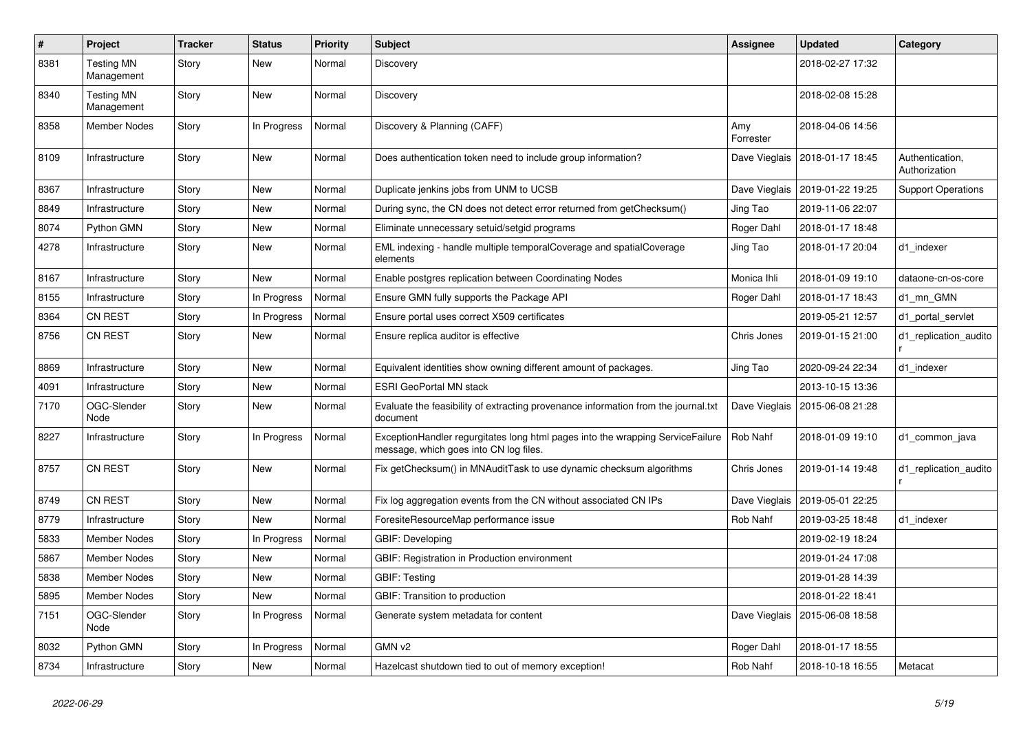| # | Project | Tracker | Status | Priority | Subject | Assignee | Updated | Category |
|---|---|---|---|---|---|---|---|---|
| 8381 | Testing MN Management | Story | New | Normal | Discovery | | 2018-02-27 17:32 | |
| 8340 | Testing MN Management | Story | New | Normal | Discovery | | 2018-02-08 15:28 | |
| 8358 | Member Nodes | Story | In Progress | Normal | Discovery & Planning (CAFF) | Amy Forrester | 2018-04-06 14:56 | |
| 8109 | Infrastructure | Story | New | Normal | Does authentication token need to include group information? | Dave Vieglais | 2018-01-17 18:45 | Authentication, Authorization |
| 8367 | Infrastructure | Story | New | Normal | Duplicate jenkins jobs from UNM to UCSB | Dave Vieglais | 2019-01-22 19:25 | Support Operations |
| 8849 | Infrastructure | Story | New | Normal | During sync, the CN does not detect error returned from getChecksum() | Jing Tao | 2019-11-06 22:07 | |
| 8074 | Python GMN | Story | New | Normal | Eliminate unnecessary setuid/setgid programs | Roger Dahl | 2018-01-17 18:48 | |
| 4278 | Infrastructure | Story | New | Normal | EML indexing - handle multiple temporalCoverage and spatialCoverage elements | Jing Tao | 2018-01-17 20:04 | d1_indexer |
| 8167 | Infrastructure | Story | New | Normal | Enable postgres replication between Coordinating Nodes | Monica Ihli | 2018-01-09 19:10 | dataone-cn-os-core |
| 8155 | Infrastructure | Story | In Progress | Normal | Ensure GMN fully supports the Package API | Roger Dahl | 2018-01-17 18:43 | d1_mn_GMN |
| 8364 | CN REST | Story | In Progress | Normal | Ensure portal uses correct X509 certificates | | 2019-05-21 12:57 | d1_portal_servlet |
| 8756 | CN REST | Story | New | Normal | Ensure replica auditor is effective | Chris Jones | 2019-01-15 21:00 | d1_replication_auditor |
| 8869 | Infrastructure | Story | New | Normal | Equivalent identities show owning different amount of packages. | Jing Tao | 2020-09-24 22:34 | d1_indexer |
| 4091 | Infrastructure | Story | New | Normal | ESRI GeoPortal MN stack | | 2013-10-15 13:36 | |
| 7170 | OGC-Slender Node | Story | New | Normal | Evaluate the feasibility of extracting provenance information from the journal.txt document | Dave Vieglais | 2015-06-08 21:28 | |
| 8227 | Infrastructure | Story | In Progress | Normal | ExceptionHandler regurgitates long html pages into the wrapping ServiceFailure message, which goes into CN log files. | Rob Nahf | 2018-01-09 19:10 | d1_common_java |
| 8757 | CN REST | Story | New | Normal | Fix getChecksum() in MNAuditTask to use dynamic checksum algorithms | Chris Jones | 2019-01-14 19:48 | d1_replication_auditor |
| 8749 | CN REST | Story | New | Normal | Fix log aggregation events from the CN without associated CN IPs | Dave Vieglais | 2019-05-01 22:25 | |
| 8779 | Infrastructure | Story | New | Normal | ForesiteResourceMap performance issue | Rob Nahf | 2019-03-25 18:48 | d1_indexer |
| 5833 | Member Nodes | Story | In Progress | Normal | GBIF: Developing | | 2019-02-19 18:24 | |
| 5867 | Member Nodes | Story | New | Normal | GBIF: Registration in Production environment | | 2019-01-24 17:08 | |
| 5838 | Member Nodes | Story | New | Normal | GBIF: Testing | | 2019-01-28 14:39 | |
| 5895 | Member Nodes | Story | New | Normal | GBIF: Transition to production | | 2018-01-22 18:41 | |
| 7151 | OGC-Slender Node | Story | In Progress | Normal | Generate system metadata for content | Dave Vieglais | 2015-06-08 18:58 | |
| 8032 | Python GMN | Story | In Progress | Normal | GMN v2 | Roger Dahl | 2018-01-17 18:55 | |
| 8734 | Infrastructure | Story | New | Normal | Hazelcast shutdown tied to out of memory exception! | Rob Nahf | 2018-10-18 16:55 | Metacat |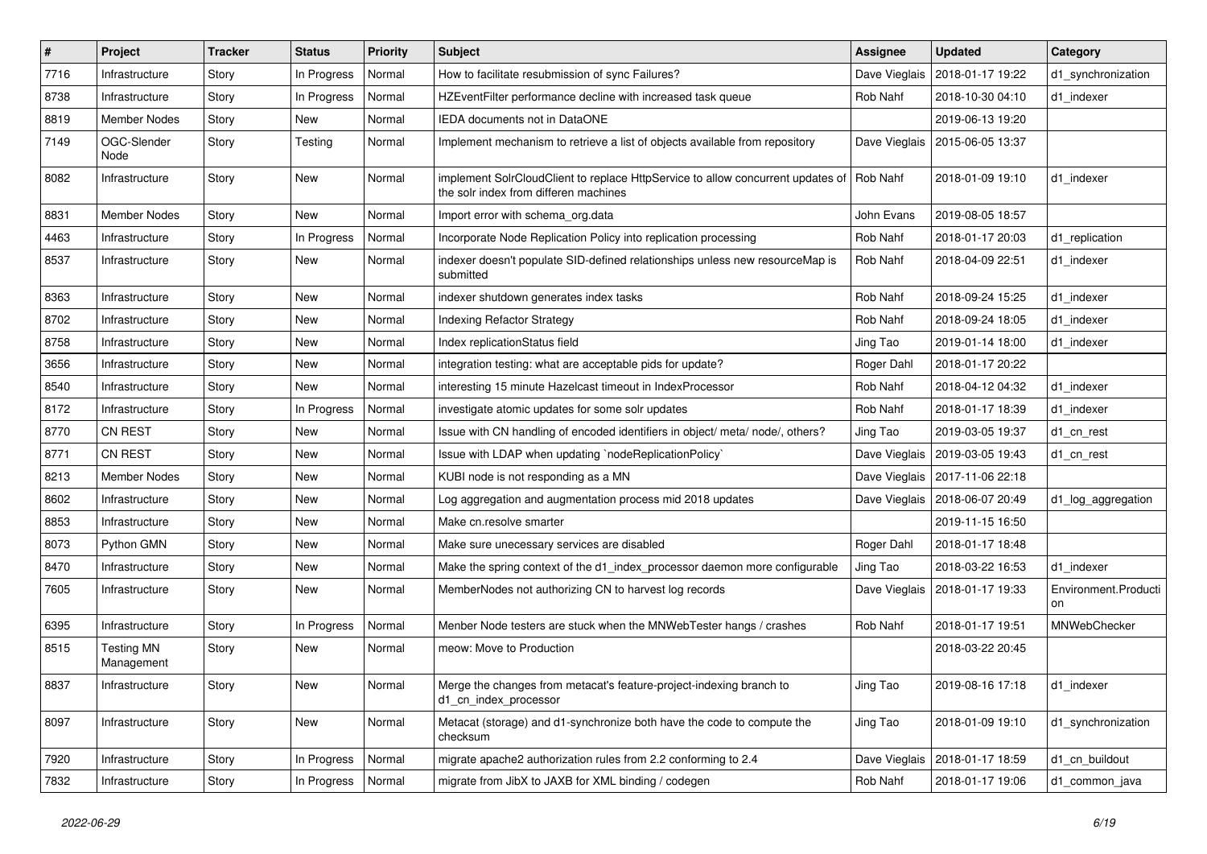| # | Project | Tracker | Status | Priority | Subject | Assignee | Updated | Category |
|---|---|---|---|---|---|---|---|---|
| 7716 | Infrastructure | Story | In Progress | Normal | How to facilitate resubmission of sync Failures? | Dave Vieglais | 2018-01-17 19:22 | d1_synchronization |
| 8738 | Infrastructure | Story | In Progress | Normal | HZEventFilter performance decline with increased task queue | Rob Nahf | 2018-10-30 04:10 | d1_indexer |
| 8819 | Member Nodes | Story | New | Normal | IEDA documents not in DataONE | | 2019-06-13 19:20 | |
| 7149 | OGC-Slender Node | Story | Testing | Normal | Implement mechanism to retrieve a list of objects available from repository | Dave Vieglais | 2015-06-05 13:37 | |
| 8082 | Infrastructure | Story | New | Normal | implement SolrCloudClient to replace HttpService to allow concurrent updates of the solr index from differen machines | Rob Nahf | 2018-01-09 19:10 | d1_indexer |
| 8831 | Member Nodes | Story | New | Normal | Import error with schema_org.data | John Evans | 2019-08-05 18:57 | |
| 4463 | Infrastructure | Story | In Progress | Normal | Incorporate Node Replication Policy into replication processing | Rob Nahf | 2018-01-17 20:03 | d1_replication |
| 8537 | Infrastructure | Story | New | Normal | indexer doesn't populate SID-defined relationships unless new resourceMap is submitted | Rob Nahf | 2018-04-09 22:51 | d1_indexer |
| 8363 | Infrastructure | Story | New | Normal | indexer shutdown generates index tasks | Rob Nahf | 2018-09-24 15:25 | d1_indexer |
| 8702 | Infrastructure | Story | New | Normal | Indexing Refactor Strategy | Rob Nahf | 2018-09-24 18:05 | d1_indexer |
| 8758 | Infrastructure | Story | New | Normal | Index replicationStatus field | Jing Tao | 2019-01-14 18:00 | d1_indexer |
| 3656 | Infrastructure | Story | New | Normal | integration testing: what are acceptable pids for update? | Roger Dahl | 2018-01-17 20:22 | |
| 8540 | Infrastructure | Story | New | Normal | interesting 15 minute Hazelcast timeout in IndexProcessor | Rob Nahf | 2018-04-12 04:32 | d1_indexer |
| 8172 | Infrastructure | Story | In Progress | Normal | investigate atomic updates for some solr updates | Rob Nahf | 2018-01-17 18:39 | d1_indexer |
| 8770 | CN REST | Story | New | Normal | Issue with CN handling of encoded identifiers in object/ meta/ node/, others? | Jing Tao | 2019-03-05 19:37 | d1_cn_rest |
| 8771 | CN REST | Story | New | Normal | Issue with LDAP when updating `nodeReplicationPolicy` | Dave Vieglais | 2019-03-05 19:43 | d1_cn_rest |
| 8213 | Member Nodes | Story | New | Normal | KUBI node is not responding as a MN | Dave Vieglais | 2017-11-06 22:18 | |
| 8602 | Infrastructure | Story | New | Normal | Log aggregation and augmentation process mid 2018 updates | Dave Vieglais | 2018-06-07 20:49 | d1_log_aggregation |
| 8853 | Infrastructure | Story | New | Normal | Make cn.resolve smarter | | 2019-11-15 16:50 | |
| 8073 | Python GMN | Story | New | Normal | Make sure unecessary services are disabled | Roger Dahl | 2018-01-17 18:48 | |
| 8470 | Infrastructure | Story | New | Normal | Make the spring context of the d1_index_processor daemon more configurable | Jing Tao | 2018-03-22 16:53 | d1_indexer |
| 7605 | Infrastructure | Story | New | Normal | MemberNodes not authorizing CN to harvest log records | Dave Vieglais | 2018-01-17 19:33 | Environment.Production |
| 6395 | Infrastructure | Story | In Progress | Normal | Menber Node testers are stuck when the MNWebTester hangs / crashes | Rob Nahf | 2018-01-17 19:51 | MNWebChecker |
| 8515 | Testing MN Management | Story | New | Normal | meow: Move to Production | | 2018-03-22 20:45 | |
| 8837 | Infrastructure | Story | New | Normal | Merge the changes from metacat's feature-project-indexing branch to d1_cn_index_processor | Jing Tao | 2019-08-16 17:18 | d1_indexer |
| 8097 | Infrastructure | Story | New | Normal | Metacat (storage) and d1-synchronize both have the code to compute the checksum | Jing Tao | 2018-01-09 19:10 | d1_synchronization |
| 7920 | Infrastructure | Story | In Progress | Normal | migrate apache2 authorization rules from 2.2 conforming to 2.4 | Dave Vieglais | 2018-01-17 18:59 | d1_cn_buildout |
| 7832 | Infrastructure | Story | In Progress | Normal | migrate from JibX to JAXB for XML binding / codegen | Rob Nahf | 2018-01-17 19:06 | d1_common_java |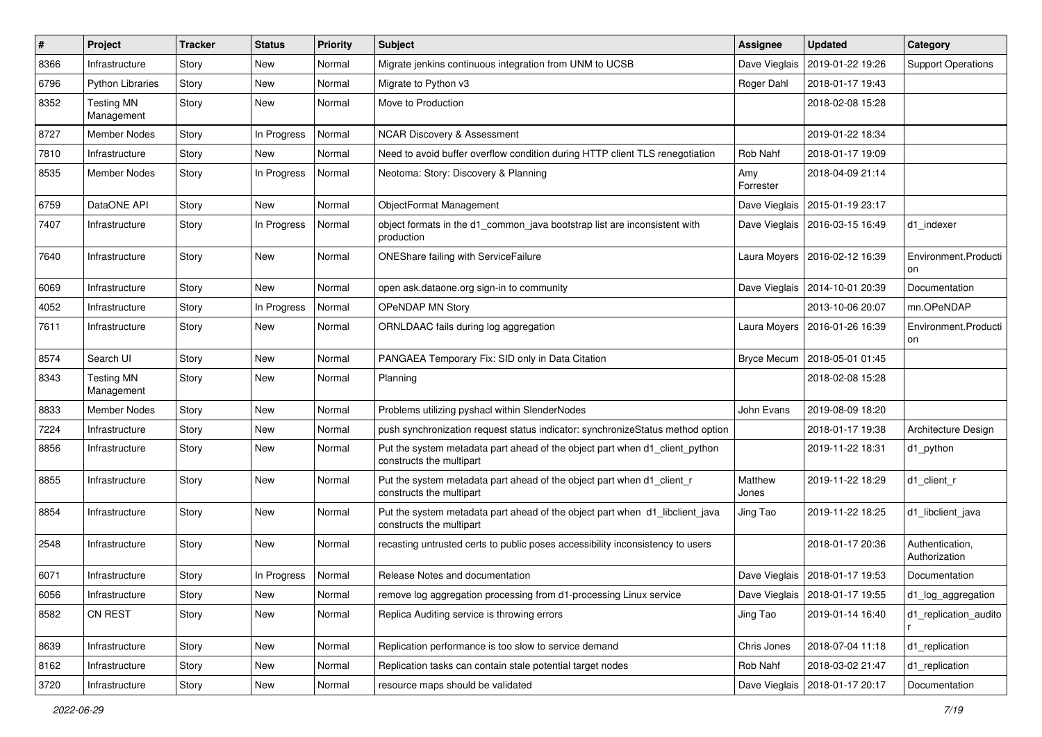| # | Project | Tracker | Status | Priority | Subject | Assignee | Updated | Category |
|---|---|---|---|---|---|---|---|---|
| 8366 | Infrastructure | Story | New | Normal | Migrate jenkins continuous integration from UNM to UCSB | Dave Vieglais | 2019-01-22 19:26 | Support Operations |
| 6796 | Python Libraries | Story | New | Normal | Migrate to Python v3 | Roger Dahl | 2018-01-17 19:43 | |
| 8352 | Testing MN Management | Story | New | Normal | Move to Production | | 2018-02-08 15:28 | |
| 8727 | Member Nodes | Story | In Progress | Normal | NCAR Discovery & Assessment | | 2019-01-22 18:34 | |
| 7810 | Infrastructure | Story | New | Normal | Need to avoid buffer overflow condition during HTTP client TLS renegotiation | Rob Nahf | 2018-01-17 19:09 | |
| 8535 | Member Nodes | Story | In Progress | Normal | Neotoma: Story: Discovery & Planning | Amy Forrester | 2018-04-09 21:14 | |
| 6759 | DataONE API | Story | New | Normal | ObjectFormat Management | Dave Vieglais | 2015-01-19 23:17 | |
| 7407 | Infrastructure | Story | In Progress | Normal | object formats in the d1_common_java bootstrap list are inconsistent with production | Dave Vieglais | 2016-03-15 16:49 | d1_indexer |
| 7640 | Infrastructure | Story | New | Normal | ONEShare failing with ServiceFailure | Laura Moyers | 2016-02-12 16:39 | Environment.Production |
| 6069 | Infrastructure | Story | New | Normal | open ask.dataone.org sign-in to community | Dave Vieglais | 2014-10-01 20:39 | Documentation |
| 4052 | Infrastructure | Story | In Progress | Normal | OPeNDAP MN Story | | 2013-10-06 20:07 | mn.OPeNDAP |
| 7611 | Infrastructure | Story | New | Normal | ORNLDAAC fails during log aggregation | Laura Moyers | 2016-01-26 16:39 | Environment.Production |
| 8574 | Search UI | Story | New | Normal | PANGAEA Temporary Fix: SID only in Data Citation | Bryce Mecum | 2018-05-01 01:45 | |
| 8343 | Testing MN Management | Story | New | Normal | Planning | | 2018-02-08 15:28 | |
| 8833 | Member Nodes | Story | New | Normal | Problems utilizing pyshacl within SlenderNodes | John Evans | 2019-08-09 18:20 | |
| 7224 | Infrastructure | Story | New | Normal | push synchronization request status indicator: synchronizeStatus method option | | 2018-01-17 19:38 | Architecture Design |
| 8856 | Infrastructure | Story | New | Normal | Put the system metadata part ahead of the object part when d1_client_python constructs the multipart | | 2019-11-22 18:31 | d1_python |
| 8855 | Infrastructure | Story | New | Normal | Put the system metadata part ahead of the object part when d1_client_r constructs the multipart | Matthew Jones | 2019-11-22 18:29 | d1_client_r |
| 8854 | Infrastructure | Story | New | Normal | Put the system metadata part ahead of the object part when d1_libclient_java constructs the multipart | Jing Tao | 2019-11-22 18:25 | d1_libclient_java |
| 2548 | Infrastructure | Story | New | Normal | recasting untrusted certs to public poses accessibility inconsistency to users | | 2018-01-17 20:36 | Authentication, Authorization |
| 6071 | Infrastructure | Story | In Progress | Normal | Release Notes and documentation | Dave Vieglais | 2018-01-17 19:53 | Documentation |
| 6056 | Infrastructure | Story | New | Normal | remove log aggregation processing from d1-processing Linux service | Dave Vieglais | 2018-01-17 19:55 | d1_log_aggregation |
| 8582 | CN REST | Story | New | Normal | Replica Auditing service is throwing errors | Jing Tao | 2019-01-14 16:40 | d1_replication_auditor |
| 8639 | Infrastructure | Story | New | Normal | Replication performance is too slow to service demand | Chris Jones | 2018-07-04 11:18 | d1_replication |
| 8162 | Infrastructure | Story | New | Normal | Replication tasks can contain stale potential target nodes | Rob Nahf | 2018-03-02 21:47 | d1_replication |
| 3720 | Infrastructure | Story | New | Normal | resource maps should be validated | Dave Vieglais | 2018-01-17 20:17 | Documentation |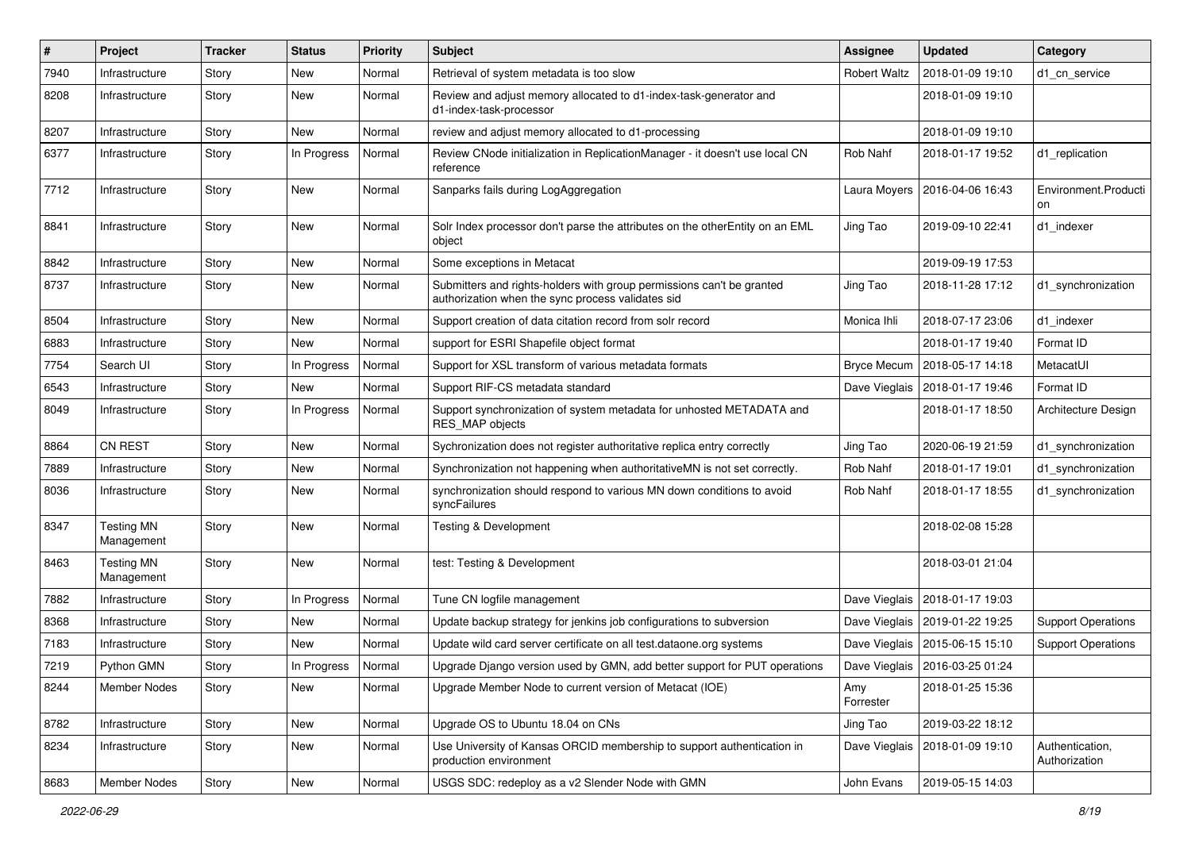| # | Project | Tracker | Status | Priority | Subject | Assignee | Updated | Category |
|---|---|---|---|---|---|---|---|---|
| 7940 | Infrastructure | Story | New | Normal | Retrieval of system metadata is too slow | Robert Waltz | 2018-01-09 19:10 | d1_cn_service |
| 8208 | Infrastructure | Story | New | Normal | Review and adjust memory allocated to d1-index-task-generator and d1-index-task-processor | | 2018-01-09 19:10 | |
| 8207 | Infrastructure | Story | New | Normal | review and adjust memory allocated to d1-processing | | 2018-01-09 19:10 | |
| 6377 | Infrastructure | Story | In Progress | Normal | Review CNode initialization in ReplicationManager - it doesn't use local CN reference | Rob Nahf | 2018-01-17 19:52 | d1_replication |
| 7712 | Infrastructure | Story | New | Normal | Sanparks fails during LogAggregation | Laura Moyers | 2016-04-06 16:43 | Environment.Production |
| 8841 | Infrastructure | Story | New | Normal | Solr Index processor don't parse the attributes on the otherEntity on an EML object | Jing Tao | 2019-09-10 22:41 | d1_indexer |
| 8842 | Infrastructure | Story | New | Normal | Some exceptions in Metacat | | 2019-09-19 17:53 | |
| 8737 | Infrastructure | Story | New | Normal | Submitters and rights-holders with group permissions can't be granted authorization when the sync process validates sid | Jing Tao | 2018-11-28 17:12 | d1_synchronization |
| 8504 | Infrastructure | Story | New | Normal | Support creation of data citation record from solr record | Monica Ihli | 2018-07-17 23:06 | d1_indexer |
| 6883 | Infrastructure | Story | New | Normal | support for ESRI Shapefile object format | | 2018-01-17 19:40 | Format ID |
| 7754 | Search UI | Story | In Progress | Normal | Support for XSL transform of various metadata formats | Bryce Mecum | 2018-05-17 14:18 | MetacatUI |
| 6543 | Infrastructure | Story | New | Normal | Support RIF-CS metadata standard | Dave Vieglais | 2018-01-17 19:46 | Format ID |
| 8049 | Infrastructure | Story | In Progress | Normal | Support synchronization of system metadata for unhosted METADATA and RES_MAP objects | | 2018-01-17 18:50 | Architecture Design |
| 8864 | CN REST | Story | New | Normal | Sychronization does not register authoritative replica entry correctly | Jing Tao | 2020-06-19 21:59 | d1_synchronization |
| 7889 | Infrastructure | Story | New | Normal | Synchronization not happening when authoritativeMN is not set correctly. | Rob Nahf | 2018-01-17 19:01 | d1_synchronization |
| 8036 | Infrastructure | Story | New | Normal | synchronization should respond to various MN down conditions to avoid syncFailures | Rob Nahf | 2018-01-17 18:55 | d1_synchronization |
| 8347 | Testing MN Management | Story | New | Normal | Testing & Development | | 2018-02-08 15:28 | |
| 8463 | Testing MN Management | Story | New | Normal | test: Testing & Development | | 2018-03-01 21:04 | |
| 7882 | Infrastructure | Story | In Progress | Normal | Tune CN logfile management | Dave Vieglais | 2018-01-17 19:03 | |
| 8368 | Infrastructure | Story | New | Normal | Update backup strategy for jenkins job configurations to subversion | Dave Vieglais | 2019-01-22 19:25 | Support Operations |
| 7183 | Infrastructure | Story | New | Normal | Update wild card server certificate on all test.dataone.org systems | Dave Vieglais | 2015-06-15 15:10 | Support Operations |
| 7219 | Python GMN | Story | In Progress | Normal | Upgrade Django version used by GMN, add better support for PUT operations | Dave Vieglais | 2016-03-25 01:24 | |
| 8244 | Member Nodes | Story | New | Normal | Upgrade Member Node to current version of Metacat (IOE) | Amy Forrester | 2018-01-25 15:36 | |
| 8782 | Infrastructure | Story | New | Normal | Upgrade OS to Ubuntu 18.04 on CNs | Jing Tao | 2019-03-22 18:12 | |
| 8234 | Infrastructure | Story | New | Normal | Use University of Kansas ORCID membership to support authentication in production environment | Dave Vieglais | 2018-01-09 19:10 | Authentication, Authorization |
| 8683 | Member Nodes | Story | New | Normal | USGS SDC: redeploy as a v2 Slender Node with GMN | John Evans | 2019-05-15 14:03 | |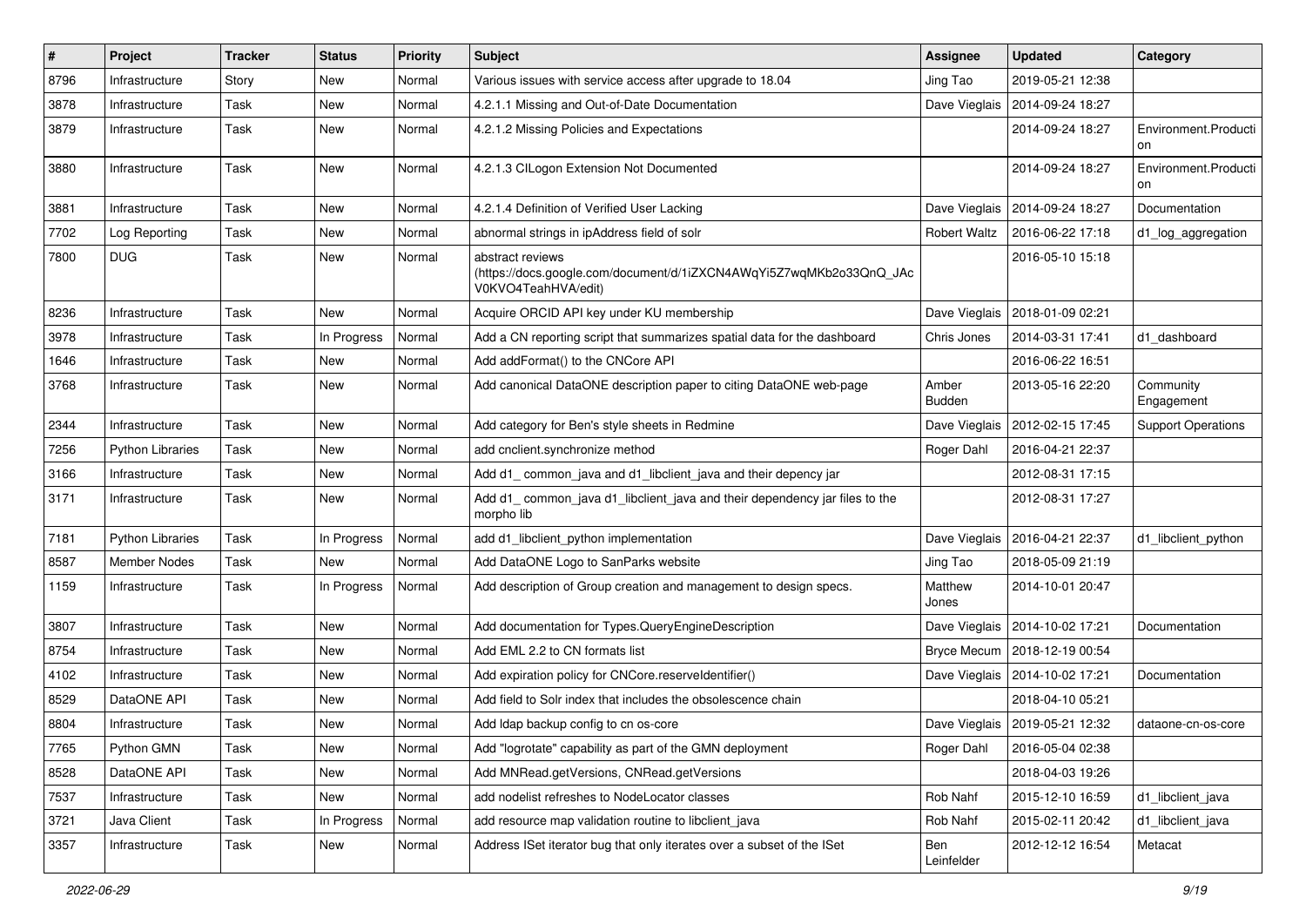| # | Project | Tracker | Status | Priority | Subject | Assignee | Updated | Category |
|---|---|---|---|---|---|---|---|---|
| 8796 | Infrastructure | Story | New | Normal | Various issues with service access after upgrade to 18.04 | Jing Tao | 2019-05-21 12:38 | |
| 3878 | Infrastructure | Task | New | Normal | 4.2.1.1 Missing and Out-of-Date Documentation | Dave Vieglais | 2014-09-24 18:27 | |
| 3879 | Infrastructure | Task | New | Normal | 4.2.1.2 Missing Policies and Expectations | | 2014-09-24 18:27 | Environment.Production |
| 3880 | Infrastructure | Task | New | Normal | 4.2.1.3 CILogon Extension Not Documented | | 2014-09-24 18:27 | Environment.Production |
| 3881 | Infrastructure | Task | New | Normal | 4.2.1.4 Definition of Verified User Lacking | Dave Vieglais | 2014-09-24 18:27 | Documentation |
| 7702 | Log Reporting | Task | New | Normal | abnormal strings in ipAddress field of solr | Robert Waltz | 2016-06-22 17:18 | d1_log_aggregation |
| 7800 | DUG | Task | New | Normal | abstract reviews (https://docs.google.com/document/d/1iZXCN4AWqYi5Z7wqMKb2o33QnQ_JAcV0KVO4TeahHVA/edit) | | 2016-05-10 15:18 | |
| 8236 | Infrastructure | Task | New | Normal | Acquire ORCID API key under KU membership | Dave Vieglais | 2018-01-09 02:21 | |
| 3978 | Infrastructure | Task | In Progress | Normal | Add a CN reporting script that summarizes spatial data for the dashboard | Chris Jones | 2014-03-31 17:41 | d1_dashboard |
| 1646 | Infrastructure | Task | New | Normal | Add addFormat() to the CNCore API | | 2016-06-22 16:51 | |
| 3768 | Infrastructure | Task | New | Normal | Add canonical DataONE description paper to citing DataONE web-page | Amber Budden | 2013-05-16 22:20 | Community Engagement |
| 2344 | Infrastructure | Task | New | Normal | Add category for Ben's style sheets in Redmine | Dave Vieglais | 2012-02-15 17:45 | Support Operations |
| 7256 | Python Libraries | Task | New | Normal | add cnclient.synchronize method | Roger Dahl | 2016-04-21 22:37 | |
| 3166 | Infrastructure | Task | New | Normal | Add d1_ common_java and d1_libclient_java and their depency jar | | 2012-08-31 17:15 | |
| 3171 | Infrastructure | Task | New | Normal | Add d1_ common_java d1_libclient_java and their dependency jar files to the morpho lib | | 2012-08-31 17:27 | |
| 7181 | Python Libraries | Task | In Progress | Normal | add d1_libclient_python implementation | Dave Vieglais | 2016-04-21 22:37 | d1_libclient_python |
| 8587 | Member Nodes | Task | New | Normal | Add DataONE Logo to SanParks website | Jing Tao | 2018-05-09 21:19 | |
| 1159 | Infrastructure | Task | In Progress | Normal | Add description of Group creation and management to design specs. | Matthew Jones | 2014-10-01 20:47 | |
| 3807 | Infrastructure | Task | New | Normal | Add documentation for Types.QueryEngineDescription | Dave Vieglais | 2014-10-02 17:21 | Documentation |
| 8754 | Infrastructure | Task | New | Normal | Add EML 2.2 to CN formats list | Bryce Mecum | 2018-12-19 00:54 | |
| 4102 | Infrastructure | Task | New | Normal | Add expiration policy for CNCore.reserveIdentifier() | Dave Vieglais | 2014-10-02 17:21 | Documentation |
| 8529 | DataONE API | Task | New | Normal | Add field to Solr index that includes the obsolescence chain | | 2018-04-10 05:21 | |
| 8804 | Infrastructure | Task | New | Normal | Add ldap backup config to cn os-core | Dave Vieglais | 2019-05-21 12:32 | dataone-cn-os-core |
| 7765 | Python GMN | Task | New | Normal | Add "logrotate" capability as part of the GMN deployment | Roger Dahl | 2016-05-04 02:38 | |
| 8528 | DataONE API | Task | New | Normal | Add MNRead.getVersions, CNRead.getVersions | | 2018-04-03 19:26 | |
| 7537 | Infrastructure | Task | New | Normal | add nodelist refreshes to NodeLocator classes | Rob Nahf | 2015-12-10 16:59 | d1_libclient_java |
| 3721 | Java Client | Task | In Progress | Normal | add resource map validation routine to libclient_java | Rob Nahf | 2015-02-11 20:42 | d1_libclient_java |
| 3357 | Infrastructure | Task | New | Normal | Address ISet iterator bug that only iterates over a subset of the ISet | Ben Leinfelder | 2012-12-12 16:54 | Metacat |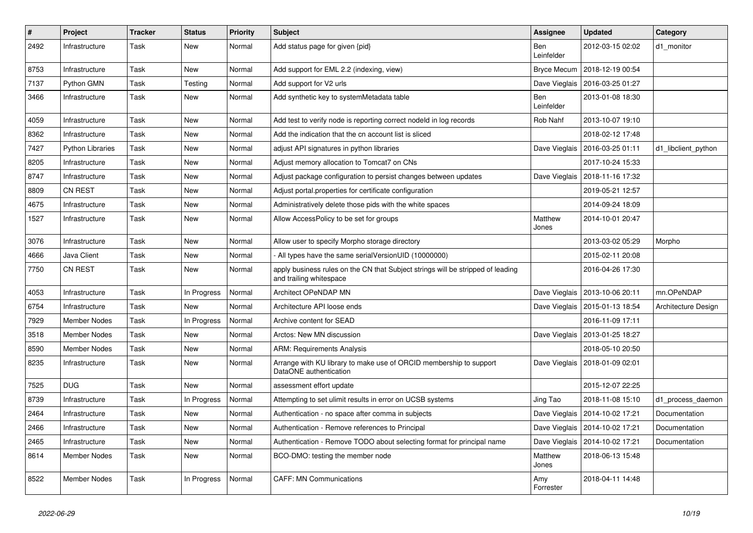| # | Project | Tracker | Status | Priority | Subject | Assignee | Updated | Category |
|---|---|---|---|---|---|---|---|---|
| 2492 | Infrastructure | Task | New | Normal | Add status page for given {pid} | Ben Leinfelder | 2012-03-15 02:02 | d1_monitor |
| 8753 | Infrastructure | Task | New | Normal | Add support for EML 2.2 (indexing, view) | Bryce Mecum | 2018-12-19 00:54 | |
| 7137 | Python GMN | Task | Testing | Normal | Add support for V2 urls | Dave Vieglais | 2016-03-25 01:27 | |
| 3466 | Infrastructure | Task | New | Normal | Add synthetic key to systemMetadata table | Ben Leinfelder | 2013-01-08 18:30 | |
| 4059 | Infrastructure | Task | New | Normal | Add test to verify node is reporting correct nodeId in log records | Rob Nahf | 2013-10-07 19:10 | |
| 8362 | Infrastructure | Task | New | Normal | Add the indication that the cn account list is sliced | | 2018-02-12 17:48 | |
| 7427 | Python Libraries | Task | New | Normal | adjust API signatures in python libraries | Dave Vieglais | 2016-03-25 01:11 | d1_libclient_python |
| 8205 | Infrastructure | Task | New | Normal | Adjust memory allocation to Tomcat7 on CNs | | 2017-10-24 15:33 | |
| 8747 | Infrastructure | Task | New | Normal | Adjust package configuration to persist changes between updates | Dave Vieglais | 2018-11-16 17:32 | |
| 8809 | CN REST | Task | New | Normal | Adjust portal.properties for certificate configuration | | 2019-05-21 12:57 | |
| 4675 | Infrastructure | Task | New | Normal | Administratively delete those pids with the white spaces | | 2014-09-24 18:09 | |
| 1527 | Infrastructure | Task | New | Normal | Allow AccessPolicy to be set for groups | Matthew Jones | 2014-10-01 20:47 | |
| 3076 | Infrastructure | Task | New | Normal | Allow user to specify Morpho storage directory | | 2013-03-02 05:29 | Morpho |
| 4666 | Java Client | Task | New | Normal | - All types have the same serialVersionUID (10000000) | | 2015-02-11 20:08 | |
| 7750 | CN REST | Task | New | Normal | apply business rules on the CN that Subject strings will be stripped of leading and trailing whitespace | | 2016-04-26 17:30 | |
| 4053 | Infrastructure | Task | In Progress | Normal | Architect OPeNDAP MN | Dave Vieglais | 2013-10-06 20:11 | mn.OPeNDAP |
| 6754 | Infrastructure | Task | New | Normal | Architecture API loose ends | Dave Vieglais | 2015-01-13 18:54 | Architecture Design |
| 7929 | Member Nodes | Task | In Progress | Normal | Archive content for SEAD | | 2016-11-09 17:11 | |
| 3518 | Member Nodes | Task | New | Normal | Arctos: New MN discussion | Dave Vieglais | 2013-01-25 18:27 | |
| 8590 | Member Nodes | Task | New | Normal | ARM: Requirements Analysis | | 2018-05-10 20:50 | |
| 8235 | Infrastructure | Task | New | Normal | Arrange with KU library to make use of ORCID membership to support DataONE authentication | Dave Vieglais | 2018-01-09 02:01 | |
| 7525 | DUG | Task | New | Normal | assessment effort update | | 2015-12-07 22:25 | |
| 8739 | Infrastructure | Task | In Progress | Normal | Attempting to set ulimit results in error on UCSB systems | Jing Tao | 2018-11-08 15:10 | d1_process_daemon |
| 2464 | Infrastructure | Task | New | Normal | Authentication - no space after comma in subjects | Dave Vieglais | 2014-10-02 17:21 | Documentation |
| 2466 | Infrastructure | Task | New | Normal | Authentication - Remove references to Principal | Dave Vieglais | 2014-10-02 17:21 | Documentation |
| 2465 | Infrastructure | Task | New | Normal | Authentication - Remove TODO about selecting format for principal name | Dave Vieglais | 2014-10-02 17:21 | Documentation |
| 8614 | Member Nodes | Task | New | Normal | BCO-DMO: testing the member node | Matthew Jones | 2018-06-13 15:48 | |
| 8522 | Member Nodes | Task | In Progress | Normal | CAFF: MN Communications | Amy Forrester | 2018-04-11 14:48 | |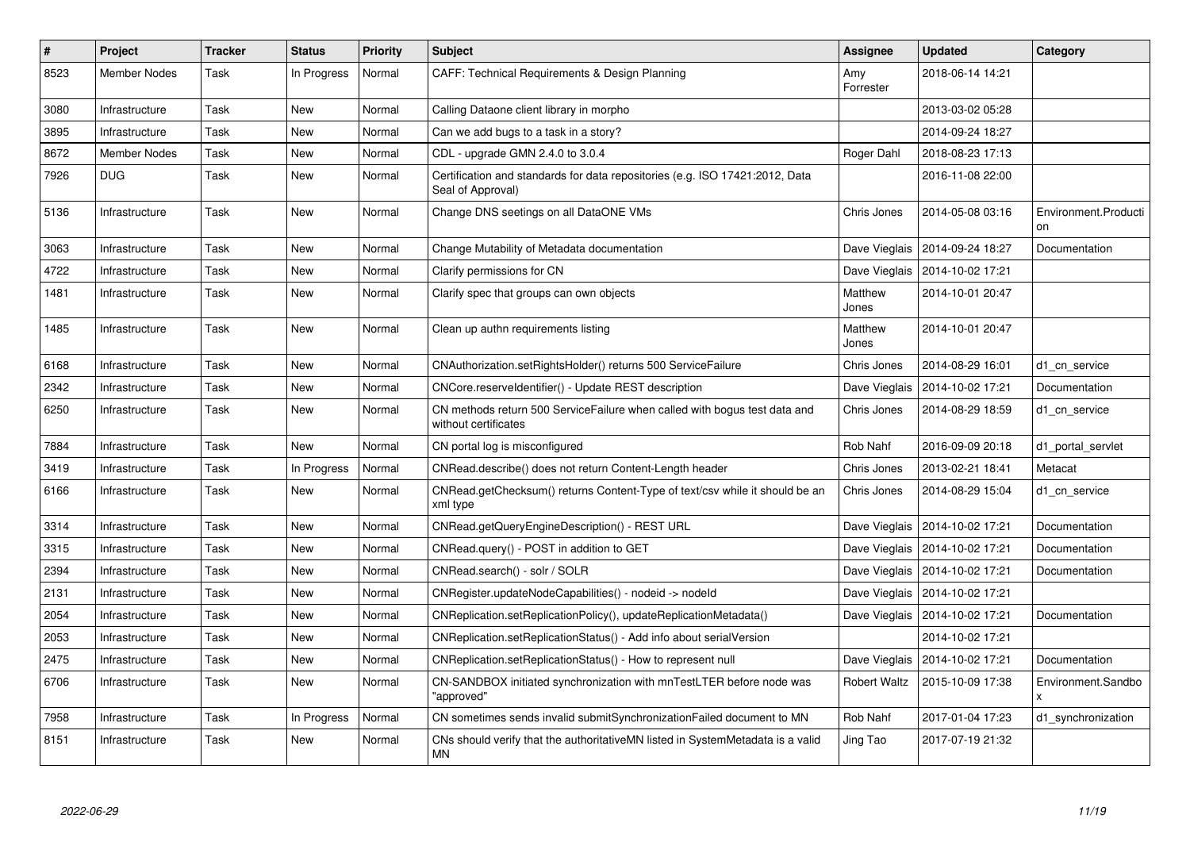| # | Project | Tracker | Status | Priority | Subject | Assignee | Updated | Category |
|---|---|---|---|---|---|---|---|---|
| 8523 | Member Nodes | Task | In Progress | Normal | CAFF: Technical Requirements & Design Planning | Amy Forrester | 2018-06-14 14:21 | |
| 3080 | Infrastructure | Task | New | Normal | Calling Dataone client library in morpho | | 2013-03-02 05:28 | |
| 3895 | Infrastructure | Task | New | Normal | Can we add bugs to a task in a story? | | 2014-09-24 18:27 | |
| 8672 | Member Nodes | Task | New | Normal | CDL - upgrade GMN 2.4.0 to 3.0.4 | Roger Dahl | 2018-08-23 17:13 | |
| 7926 | DUG | Task | New | Normal | Certification and standards for data repositories (e.g. ISO 17421:2012, Data Seal of Approval) | | 2016-11-08 22:00 | |
| 5136 | Infrastructure | Task | New | Normal | Change DNS seetings on all DataONE VMs | Chris Jones | 2014-05-08 03:16 | Environment.Production |
| 3063 | Infrastructure | Task | New | Normal | Change Mutability of Metadata documentation | Dave Vieglais | 2014-09-24 18:27 | Documentation |
| 4722 | Infrastructure | Task | New | Normal | Clarify permissions for CN | Dave Vieglais | 2014-10-02 17:21 | |
| 1481 | Infrastructure | Task | New | Normal | Clarify spec that groups can own objects | Matthew Jones | 2014-10-01 20:47 | |
| 1485 | Infrastructure | Task | New | Normal | Clean up authn requirements listing | Matthew Jones | 2014-10-01 20:47 | |
| 6168 | Infrastructure | Task | New | Normal | CNAuthorization.setRightsHolder() returns 500 ServiceFailure | Chris Jones | 2014-08-29 16:01 | d1_cn_service |
| 2342 | Infrastructure | Task | New | Normal | CNCore.reserveIdentifier() - Update REST description | Dave Vieglais | 2014-10-02 17:21 | Documentation |
| 6250 | Infrastructure | Task | New | Normal | CN methods return 500 ServiceFailure when called with bogus test data and without certificates | Chris Jones | 2014-08-29 18:59 | d1_cn_service |
| 7884 | Infrastructure | Task | New | Normal | CN portal log is misconfigured | Rob Nahf | 2016-09-09 20:18 | d1_portal_servlet |
| 3419 | Infrastructure | Task | In Progress | Normal | CNRead.describe() does not return Content-Length header | Chris Jones | 2013-02-21 18:41 | Metacat |
| 6166 | Infrastructure | Task | New | Normal | CNRead.getChecksum() returns Content-Type of text/csv while it should be an xml type | Chris Jones | 2014-08-29 15:04 | d1_cn_service |
| 3314 | Infrastructure | Task | New | Normal | CNRead.getQueryEngineDescription() - REST URL | Dave Vieglais | 2014-10-02 17:21 | Documentation |
| 3315 | Infrastructure | Task | New | Normal | CNRead.query() - POST in addition to GET | Dave Vieglais | 2014-10-02 17:21 | Documentation |
| 2394 | Infrastructure | Task | New | Normal | CNRead.search() - solr / SOLR | Dave Vieglais | 2014-10-02 17:21 | Documentation |
| 2131 | Infrastructure | Task | New | Normal | CNRegister.updateNodeCapabilities() - nodeid -> nodeId | Dave Vieglais | 2014-10-02 17:21 | |
| 2054 | Infrastructure | Task | New | Normal | CNReplication.setReplicationPolicy(), updateReplicationMetadata() | Dave Vieglais | 2014-10-02 17:21 | Documentation |
| 2053 | Infrastructure | Task | New | Normal | CNReplication.setReplicationStatus() - Add info about serialVersion | | 2014-10-02 17:21 | |
| 2475 | Infrastructure | Task | New | Normal | CNReplication.setReplicationStatus() - How to represent null | Dave Vieglais | 2014-10-02 17:21 | Documentation |
| 6706 | Infrastructure | Task | New | Normal | CN-SANDBOX initiated synchronization with mnTestLTER before node was "approved" | Robert Waltz | 2015-10-09 17:38 | Environment.Sandbox |
| 7958 | Infrastructure | Task | In Progress | Normal | CN sometimes sends invalid submitSynchronizationFailed document to MN | Rob Nahf | 2017-01-04 17:23 | d1_synchronization |
| 8151 | Infrastructure | Task | New | Normal | CNs should verify that the authoritativeMN listed in SystemMetadata is a valid MN | Jing Tao | 2017-07-19 21:32 | |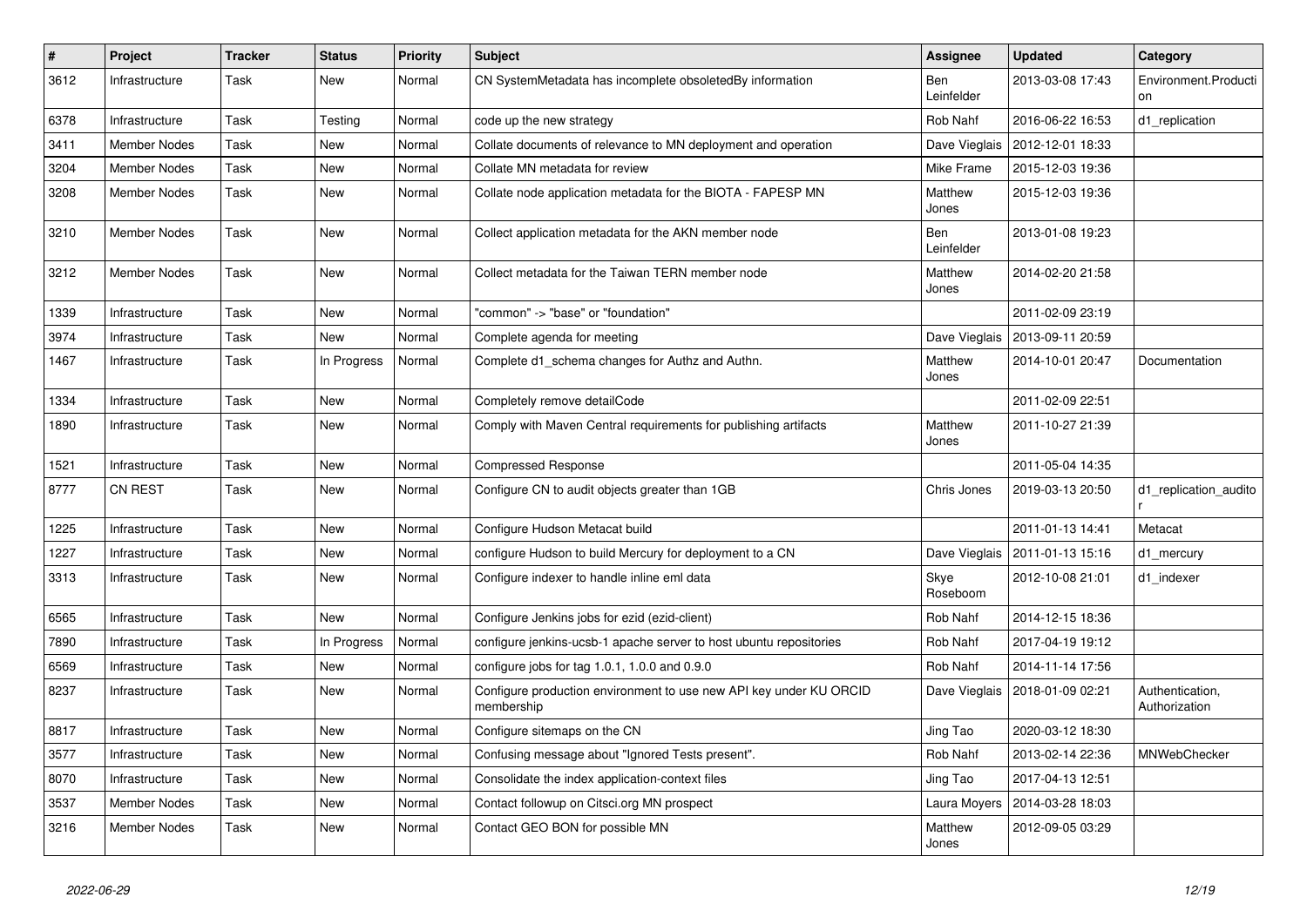| # | Project | Tracker | Status | Priority | Subject | Assignee | Updated | Category |
|---|---|---|---|---|---|---|---|---|
| 3612 | Infrastructure | Task | New | Normal | CN SystemMetadata has incomplete obsoletedBy information | Ben Leinfelder | 2013-03-08 17:43 | Environment.Production |
| 6378 | Infrastructure | Task | Testing | Normal | code up the new strategy | Rob Nahf | 2016-06-22 16:53 | d1_replication |
| 3411 | Member Nodes | Task | New | Normal | Collate documents of relevance to MN deployment and operation | Dave Vieglais | 2012-12-01 18:33 | |
| 3204 | Member Nodes | Task | New | Normal | Collate MN metadata for review | Mike Frame | 2015-12-03 19:36 | |
| 3208 | Member Nodes | Task | New | Normal | Collate node application metadata for the BIOTA - FAPESP MN | Matthew Jones | 2015-12-03 19:36 | |
| 3210 | Member Nodes | Task | New | Normal | Collect application metadata for the AKN member node | Ben Leinfelder | 2013-01-08 19:23 | |
| 3212 | Member Nodes | Task | New | Normal | Collect metadata for the Taiwan TERN member node | Matthew Jones | 2014-02-20 21:58 | |
| 1339 | Infrastructure | Task | New | Normal | "common" -> "base" or "foundation" | | 2011-02-09 23:19 | |
| 3974 | Infrastructure | Task | New | Normal | Complete agenda for meeting | Dave Vieglais | 2013-09-11 20:59 | |
| 1467 | Infrastructure | Task | In Progress | Normal | Complete d1_schema changes for Authz and Authn. | Matthew Jones | 2014-10-01 20:47 | Documentation |
| 1334 | Infrastructure | Task | New | Normal | Completely remove detailCode | | 2011-02-09 22:51 | |
| 1890 | Infrastructure | Task | New | Normal | Comply with Maven Central requirements for publishing artifacts | Matthew Jones | 2011-10-27 21:39 | |
| 1521 | Infrastructure | Task | New | Normal | Compressed Response | | 2011-05-04 14:35 | |
| 8777 | CN REST | Task | New | Normal | Configure CN to audit objects greater than 1GB | Chris Jones | 2019-03-13 20:50 | d1_replication_auditor |
| 1225 | Infrastructure | Task | New | Normal | Configure Hudson Metacat build | | 2011-01-13 14:41 | Metacat |
| 1227 | Infrastructure | Task | New | Normal | configure Hudson to build Mercury for deployment to a CN | Dave Vieglais | 2011-01-13 15:16 | d1_mercury |
| 3313 | Infrastructure | Task | New | Normal | Configure indexer to handle inline eml data | Skye Roseboom | 2012-10-08 21:01 | d1_indexer |
| 6565 | Infrastructure | Task | New | Normal | Configure Jenkins jobs for ezid (ezid-client) | Rob Nahf | 2014-12-15 18:36 | |
| 7890 | Infrastructure | Task | In Progress | Normal | configure jenkins-ucsb-1 apache server to host ubuntu repositories | Rob Nahf | 2017-04-19 19:12 | |
| 6569 | Infrastructure | Task | New | Normal | configure jobs for tag 1.0.1, 1.0.0 and 0.9.0 | Rob Nahf | 2014-11-14 17:56 | |
| 8237 | Infrastructure | Task | New | Normal | Configure production environment to use new API key under KU ORCID membership | Dave Vieglais | 2018-01-09 02:21 | Authentication, Authorization |
| 8817 | Infrastructure | Task | New | Normal | Configure sitemaps on the CN | Jing Tao | 2020-03-12 18:30 | |
| 3577 | Infrastructure | Task | New | Normal | Confusing message about "Ignored Tests present". | Rob Nahf | 2013-02-14 22:36 | MNWebChecker |
| 8070 | Infrastructure | Task | New | Normal | Consolidate the index application-context files | Jing Tao | 2017-04-13 12:51 | |
| 3537 | Member Nodes | Task | New | Normal | Contact followup on Citsci.org MN prospect | Laura Moyers | 2014-03-28 18:03 | |
| 3216 | Member Nodes | Task | New | Normal | Contact GEO BON for possible MN | Matthew Jones | 2012-09-05 03:29 | |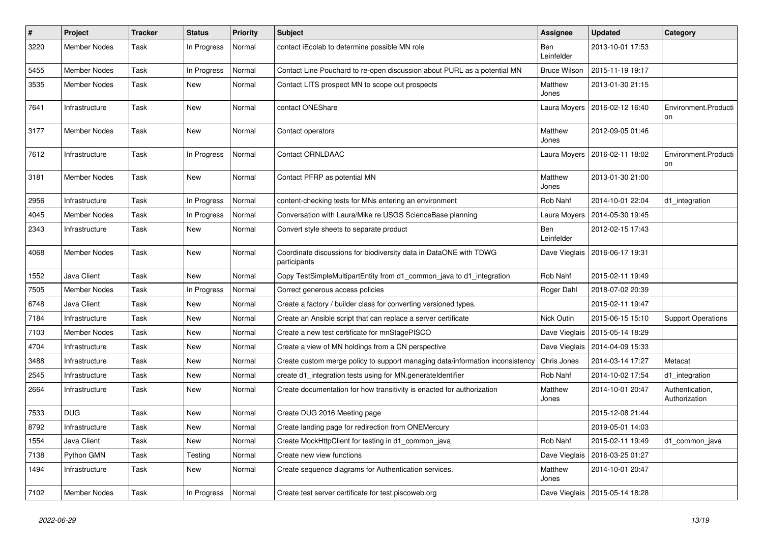| # | Project | Tracker | Status | Priority | Subject | Assignee | Updated | Category |
|---|---|---|---|---|---|---|---|---|
| 3220 | Member Nodes | Task | In Progress | Normal | contact iEcolab to determine possible MN role | Ben Leinfelder | 2013-10-01 17:53 | |
| 5455 | Member Nodes | Task | In Progress | Normal | Contact Line Pouchard to re-open discussion about PURL as a potential MN | Bruce Wilson | 2015-11-19 19:17 | |
| 3535 | Member Nodes | Task | New | Normal | Contact LITS prospect MN to scope out prospects | Matthew Jones | 2013-01-30 21:15 | |
| 7641 | Infrastructure | Task | New | Normal | contact ONEShare | Laura Moyers | 2016-02-12 16:40 | Environment.Production |
| 3177 | Member Nodes | Task | New | Normal | Contact operators | Matthew Jones | 2012-09-05 01:46 | |
| 7612 | Infrastructure | Task | In Progress | Normal | Contact ORNLDAAC | Laura Moyers | 2016-02-11 18:02 | Environment.Production |
| 3181 | Member Nodes | Task | New | Normal | Contact PFRP as potential MN | Matthew Jones | 2013-01-30 21:00 | |
| 2956 | Infrastructure | Task | In Progress | Normal | content-checking tests for MNs entering an environment | Rob Nahf | 2014-10-01 22:04 | d1_integration |
| 4045 | Member Nodes | Task | In Progress | Normal | Conversation with Laura/Mike re USGS ScienceBase planning | Laura Moyers | 2014-05-30 19:45 | |
| 2343 | Infrastructure | Task | New | Normal | Convert style sheets to separate product | Ben Leinfelder | 2012-02-15 17:43 | |
| 4068 | Member Nodes | Task | New | Normal | Coordinate discussions for biodiversity data in DataONE with TDWG participants | Dave Vieglais | 2016-06-17 19:31 | |
| 1552 | Java Client | Task | New | Normal | Copy TestSimpleMultipartEntity from d1_common_java to d1_integration | Rob Nahf | 2015-02-11 19:49 | |
| 7505 | Member Nodes | Task | In Progress | Normal | Correct generous access policies | Roger Dahl | 2018-07-02 20:39 | |
| 6748 | Java Client | Task | New | Normal | Create a factory / builder class for converting versioned types. | | 2015-02-11 19:47 | |
| 7184 | Infrastructure | Task | New | Normal | Create an Ansible script that can replace a server certificate | Nick Outin | 2015-06-15 15:10 | Support Operations |
| 7103 | Member Nodes | Task | New | Normal | Create a new test certificate for mnStagePISCO | Dave Vieglais | 2015-05-14 18:29 | |
| 4704 | Infrastructure | Task | New | Normal | Create a view of MN holdings from a CN perspective | Dave Vieglais | 2014-04-09 15:33 | |
| 3488 | Infrastructure | Task | New | Normal | Create custom merge policy to support managing data/information inconsistency | Chris Jones | 2014-03-14 17:27 | Metacat |
| 2545 | Infrastructure | Task | New | Normal | create d1_integration tests using for MN.generateIdentifier | Rob Nahf | 2014-10-02 17:54 | d1_integration |
| 2664 | Infrastructure | Task | New | Normal | Create documentation for how transitivity is enacted for authorization | Matthew Jones | 2014-10-01 20:47 | Authentication, Authorization |
| 7533 | DUG | Task | New | Normal | Create DUG 2016 Meeting page | | 2015-12-08 21:44 | |
| 8792 | Infrastructure | Task | New | Normal | Create landing page for redirection from ONEMercury | | 2019-05-01 14:03 | |
| 1554 | Java Client | Task | New | Normal | Create MockHttpClient for testing in d1_common_java | Rob Nahf | 2015-02-11 19:49 | d1_common_java |
| 7138 | Python GMN | Task | Testing | Normal | Create new view functions | Dave Vieglais | 2016-03-25 01:27 | |
| 1494 | Infrastructure | Task | New | Normal | Create sequence diagrams for Authentication services. | Matthew Jones | 2014-10-01 20:47 | |
| 7102 | Member Nodes | Task | In Progress | Normal | Create test server certificate for test.piscoweb.org | Dave Vieglais | 2015-05-14 18:28 | |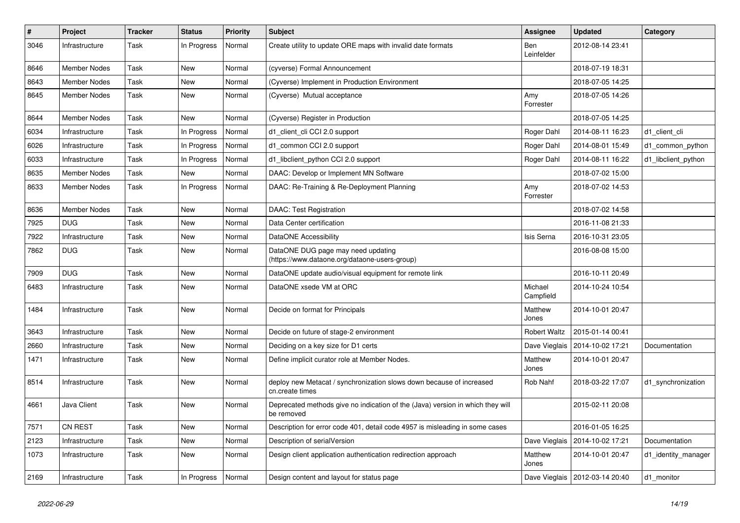| # | Project | Tracker | Status | Priority | Subject | Assignee | Updated | Category |
|---|---|---|---|---|---|---|---|---|
| 3046 | Infrastructure | Task | In Progress | Normal | Create utility to update ORE maps with invalid date formats | Ben Leinfelder | 2012-08-14 23:41 | |
| 8646 | Member Nodes | Task | New | Normal | (cyverse) Formal Announcement | | 2018-07-19 18:31 | |
| 8643 | Member Nodes | Task | New | Normal | (Cyverse) Implement in Production Environment | | 2018-07-05 14:25 | |
| 8645 | Member Nodes | Task | New | Normal | (Cyverse) Mutual acceptance | Amy Forrester | 2018-07-05 14:26 | |
| 8644 | Member Nodes | Task | New | Normal | (Cyverse) Register in Production | | 2018-07-05 14:25 | |
| 6034 | Infrastructure | Task | In Progress | Normal | d1_client_cli CCI 2.0 support | Roger Dahl | 2014-08-11 16:23 | d1_client_cli |
| 6026 | Infrastructure | Task | In Progress | Normal | d1_common CCI 2.0 support | Roger Dahl | 2014-08-01 15:49 | d1_common_python |
| 6033 | Infrastructure | Task | In Progress | Normal | d1_libclient_python CCI 2.0 support | Roger Dahl | 2014-08-11 16:22 | d1_libclient_python |
| 8635 | Member Nodes | Task | New | Normal | DAAC: Develop or Implement MN Software | | 2018-07-02 15:00 | |
| 8633 | Member Nodes | Task | In Progress | Normal | DAAC: Re-Training & Re-Deployment Planning | Amy Forrester | 2018-07-02 14:53 | |
| 8636 | Member Nodes | Task | New | Normal | DAAC: Test Registration | | 2018-07-02 14:58 | |
| 7925 | DUG | Task | New | Normal | Data Center certification | | 2016-11-08 21:33 | |
| 7922 | Infrastructure | Task | New | Normal | DataONE Accessibility | Isis Serna | 2016-10-31 23:05 | |
| 7862 | DUG | Task | New | Normal | DataONE DUG page may need updating (https://www.dataone.org/dataone-users-group) | | 2016-08-08 15:00 | |
| 7909 | DUG | Task | New | Normal | DataONE update audio/visual equipment for remote link | | 2016-10-11 20:49 | |
| 6483 | Infrastructure | Task | New | Normal | DataONE xsede VM at ORC | Michael Campfield | 2014-10-24 10:54 | |
| 1484 | Infrastructure | Task | New | Normal | Decide on format for Principals | Matthew Jones | 2014-10-01 20:47 | |
| 3643 | Infrastructure | Task | New | Normal | Decide on future of stage-2 environment | Robert Waltz | 2015-01-14 00:41 | |
| 2660 | Infrastructure | Task | New | Normal | Deciding on a key size for D1 certs | Dave Vieglais | 2014-10-02 17:21 | Documentation |
| 1471 | Infrastructure | Task | New | Normal | Define implicit curator role at Member Nodes. | Matthew Jones | 2014-10-01 20:47 | |
| 8514 | Infrastructure | Task | New | Normal | deploy new Metacat / synchronization slows down because of increased cn.create times | Rob Nahf | 2018-03-22 17:07 | d1_synchronization |
| 4661 | Java Client | Task | New | Normal | Deprecated methods give no indication of the (Java) version in which they will be removed | | 2015-02-11 20:08 | |
| 7571 | CN REST | Task | New | Normal | Description for error code 401, detail code 4957 is misleading in some cases | | 2016-01-05 16:25 | |
| 2123 | Infrastructure | Task | New | Normal | Description of serialVersion | Dave Vieglais | 2014-10-02 17:21 | Documentation |
| 1073 | Infrastructure | Task | New | Normal | Design client application authentication redirection approach | Matthew Jones | 2014-10-01 20:47 | d1_identity_manager |
| 2169 | Infrastructure | Task | In Progress | Normal | Design content and layout for status page | Dave Vieglais | 2012-03-14 20:40 | d1_monitor |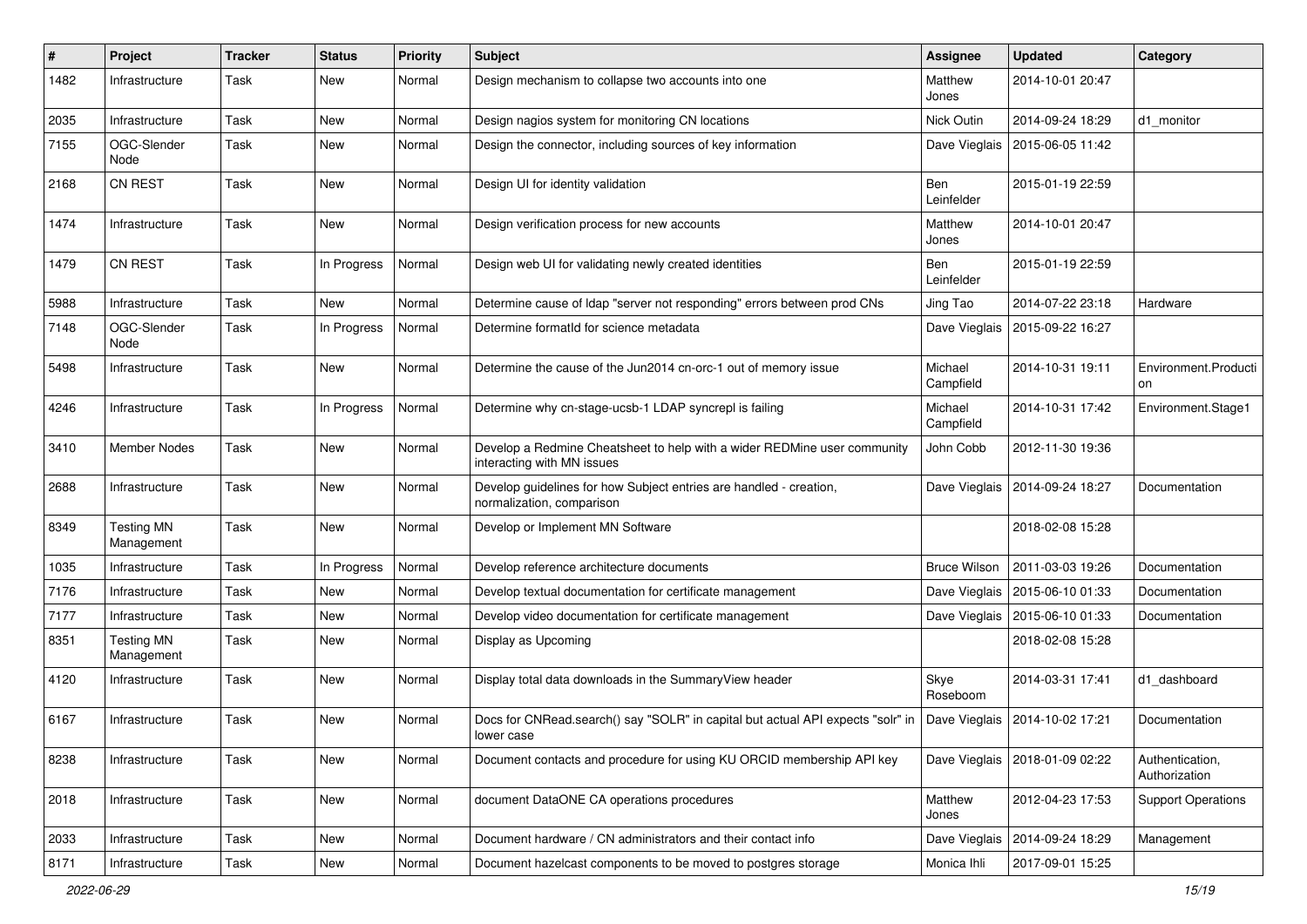| # | Project | Tracker | Status | Priority | Subject | Assignee | Updated | Category |
|---|---|---|---|---|---|---|---|---|
| 1482 | Infrastructure | Task | New | Normal | Design mechanism to collapse two accounts into one | Matthew Jones | 2014-10-01 20:47 | |
| 2035 | Infrastructure | Task | New | Normal | Design nagios system for monitoring CN locations | Nick Outin | 2014-09-24 18:29 | d1_monitor |
| 7155 | OGC-Slender Node | Task | New | Normal | Design the connector, including sources of key information | Dave Vieglais | 2015-06-05 11:42 | |
| 2168 | CN REST | Task | New | Normal | Design UI for identity validation | Ben Leinfelder | 2015-01-19 22:59 | |
| 1474 | Infrastructure | Task | New | Normal | Design verification process for new accounts | Matthew Jones | 2014-10-01 20:47 | |
| 1479 | CN REST | Task | In Progress | Normal | Design web UI for validating newly created identities | Ben Leinfelder | 2015-01-19 22:59 | |
| 5988 | Infrastructure | Task | New | Normal | Determine cause of ldap "server not responding" errors between prod CNs | Jing Tao | 2014-07-22 23:18 | Hardware |
| 7148 | OGC-Slender Node | Task | In Progress | Normal | Determine formatId for science metadata | Dave Vieglais | 2015-09-22 16:27 | |
| 5498 | Infrastructure | Task | New | Normal | Determine the cause of the Jun2014 cn-orc-1 out of memory issue | Michael Campfield | 2014-10-31 19:11 | Environment.Production |
| 4246 | Infrastructure | Task | In Progress | Normal | Determine why cn-stage-ucsb-1 LDAP syncrepl is failing | Michael Campfield | 2014-10-31 17:42 | Environment.Stage1 |
| 3410 | Member Nodes | Task | New | Normal | Develop a Redmine Cheatsheet to help with a wider REDMine user community interacting with MN issues | John Cobb | 2012-11-30 19:36 | |
| 2688 | Infrastructure | Task | New | Normal | Develop guidelines for how Subject entries are handled - creation, normalization, comparison | Dave Vieglais | 2014-09-24 18:27 | Documentation |
| 8349 | Testing MN Management | Task | New | Normal | Develop or Implement MN Software | | 2018-02-08 15:28 | |
| 1035 | Infrastructure | Task | In Progress | Normal | Develop reference architecture documents | Bruce Wilson | 2011-03-03 19:26 | Documentation |
| 7176 | Infrastructure | Task | New | Normal | Develop textual documentation for certificate management | Dave Vieglais | 2015-06-10 01:33 | Documentation |
| 7177 | Infrastructure | Task | New | Normal | Develop video documentation for certificate management | Dave Vieglais | 2015-06-10 01:33 | Documentation |
| 8351 | Testing MN Management | Task | New | Normal | Display as Upcoming | | 2018-02-08 15:28 | |
| 4120 | Infrastructure | Task | New | Normal | Display total data downloads in the SummaryView header | Skye Roseboom | 2014-03-31 17:41 | d1_dashboard |
| 6167 | Infrastructure | Task | New | Normal | Docs for CNRead.search() say "SOLR" in capital but actual API expects "solr" in lower case | Dave Vieglais | 2014-10-02 17:21 | Documentation |
| 8238 | Infrastructure | Task | New | Normal | Document contacts and procedure for using KU ORCID membership API key | Dave Vieglais | 2018-01-09 02:22 | Authentication, Authorization |
| 2018 | Infrastructure | Task | New | Normal | document DataONE CA operations procedures | Matthew Jones | 2012-04-23 17:53 | Support Operations |
| 2033 | Infrastructure | Task | New | Normal | Document hardware / CN administrators and their contact info | Dave Vieglais | 2014-09-24 18:29 | Management |
| 8171 | Infrastructure | Task | New | Normal | Document hazelcast components to be moved to postgres storage | Monica Ihli | 2017-09-01 15:25 | |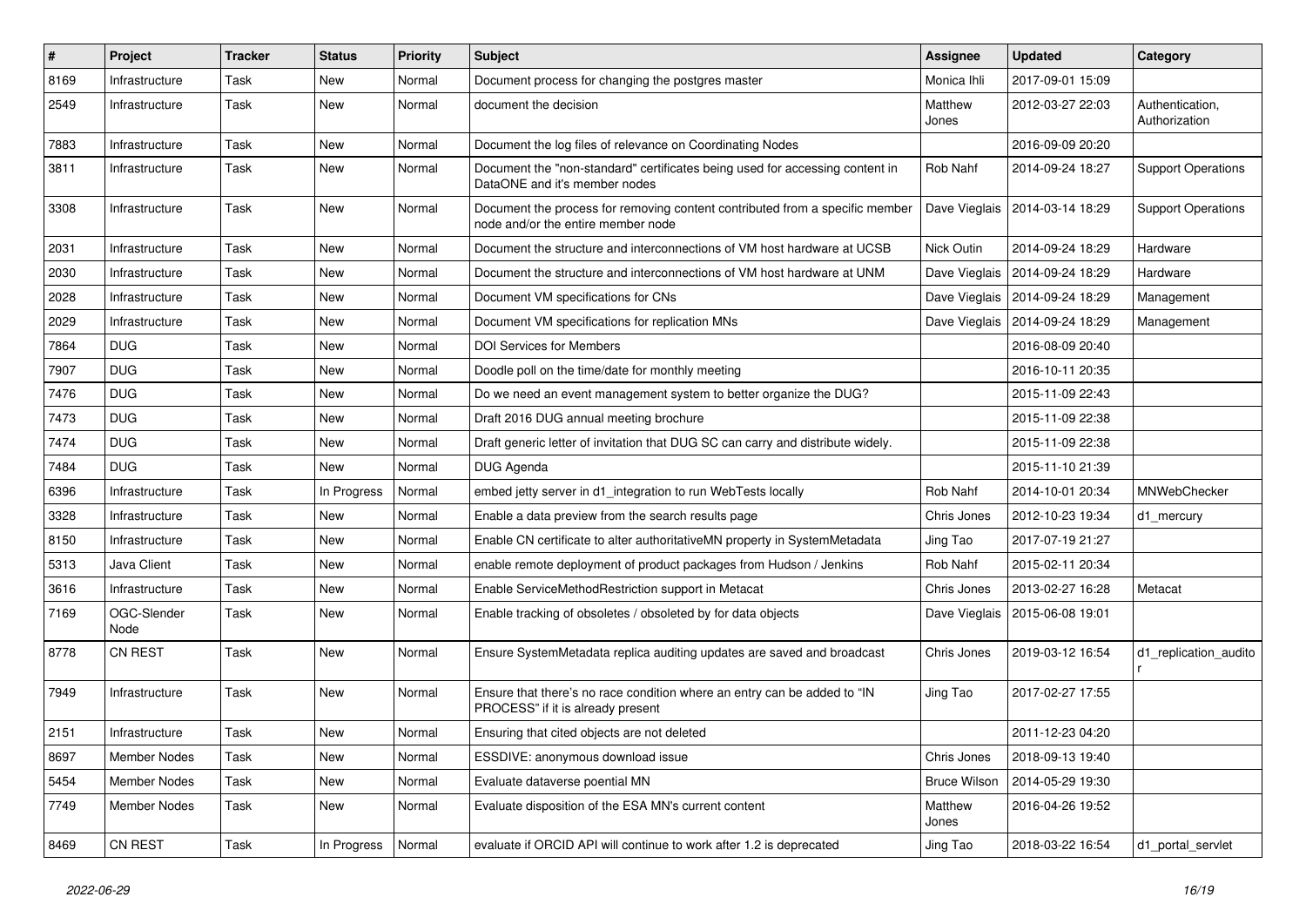| # | Project | Tracker | Status | Priority | Subject | Assignee | Updated | Category |
|---|---|---|---|---|---|---|---|---|
| 8169 | Infrastructure | Task | New | Normal | Document process for changing the postgres master | Monica Ihli | 2017-09-01 15:09 | |
| 2549 | Infrastructure | Task | New | Normal | document the decision | Matthew Jones | 2012-03-27 22:03 | Authentication, Authorization |
| 7883 | Infrastructure | Task | New | Normal | Document the log files of relevance on Coordinating Nodes | | 2016-09-09 20:20 | |
| 3811 | Infrastructure | Task | New | Normal | Document the "non-standard" certificates being used for accessing content in DataONE and it's member nodes | Rob Nahf | 2014-09-24 18:27 | Support Operations |
| 3308 | Infrastructure | Task | New | Normal | Document the process for removing content contributed from a specific member node and/or the entire member node | Dave Vieglais | 2014-03-14 18:29 | Support Operations |
| 2031 | Infrastructure | Task | New | Normal | Document the structure and interconnections of VM host hardware at UCSB | Nick Outin | 2014-09-24 18:29 | Hardware |
| 2030 | Infrastructure | Task | New | Normal | Document the structure and interconnections of VM host hardware at UNM | Dave Vieglais | 2014-09-24 18:29 | Hardware |
| 2028 | Infrastructure | Task | New | Normal | Document VM specifications for CNs | Dave Vieglais | 2014-09-24 18:29 | Management |
| 2029 | Infrastructure | Task | New | Normal | Document VM specifications for replication MNs | Dave Vieglais | 2014-09-24 18:29 | Management |
| 7864 | DUG | Task | New | Normal | DOI Services for Members | | 2016-08-09 20:40 | |
| 7907 | DUG | Task | New | Normal | Doodle poll on the time/date for monthly meeting | | 2016-10-11 20:35 | |
| 7476 | DUG | Task | New | Normal | Do we need an event management system to better organize the DUG? | | 2015-11-09 22:43 | |
| 7473 | DUG | Task | New | Normal | Draft 2016 DUG annual meeting brochure | | 2015-11-09 22:38 | |
| 7474 | DUG | Task | New | Normal | Draft generic letter of invitation that DUG SC can carry and distribute widely. | | 2015-11-09 22:38 | |
| 7484 | DUG | Task | New | Normal | DUG Agenda | | 2015-11-10 21:39 | |
| 6396 | Infrastructure | Task | In Progress | Normal | embed jetty server in d1_integration to run WebTests locally | Rob Nahf | 2014-10-01 20:34 | MNWebChecker |
| 3328 | Infrastructure | Task | New | Normal | Enable a data preview from the search results page | Chris Jones | 2012-10-23 19:34 | d1_mercury |
| 8150 | Infrastructure | Task | New | Normal | Enable CN certificate to alter authoritativeMN property in SystemMetadata | Jing Tao | 2017-07-19 21:27 | |
| 5313 | Java Client | Task | New | Normal | enable remote deployment of product packages from Hudson / Jenkins | Rob Nahf | 2015-02-11 20:34 | |
| 3616 | Infrastructure | Task | New | Normal | Enable ServiceMethodRestriction support in Metacat | Chris Jones | 2013-02-27 16:28 | Metacat |
| 7169 | OGC-Slender Node | Task | New | Normal | Enable tracking of obsoletes / obsoleted by for data objects | Dave Vieglais | 2015-06-08 19:01 | |
| 8778 | CN REST | Task | New | Normal | Ensure SystemMetadata replica auditing updates are saved and broadcast | Chris Jones | 2019-03-12 16:54 | d1_replication_auditor |
| 7949 | Infrastructure | Task | New | Normal | Ensure that there's no race condition where an entry can be added to "IN PROCESS" if it is already present | Jing Tao | 2017-02-27 17:55 | |
| 2151 | Infrastructure | Task | New | Normal | Ensuring that cited objects are not deleted | | 2011-12-23 04:20 | |
| 8697 | Member Nodes | Task | New | Normal | ESSDIVE: anonymous download issue | Chris Jones | 2018-09-13 19:40 | |
| 5454 | Member Nodes | Task | New | Normal | Evaluate dataverse poential MN | Bruce Wilson | 2014-05-29 19:30 | |
| 7749 | Member Nodes | Task | New | Normal | Evaluate disposition of the ESA MN's current content | Matthew Jones | 2016-04-26 19:52 | |
| 8469 | CN REST | Task | In Progress | Normal | evaluate if ORCID API will continue to work after 1.2 is deprecated | Jing Tao | 2018-03-22 16:54 | d1_portal_servlet |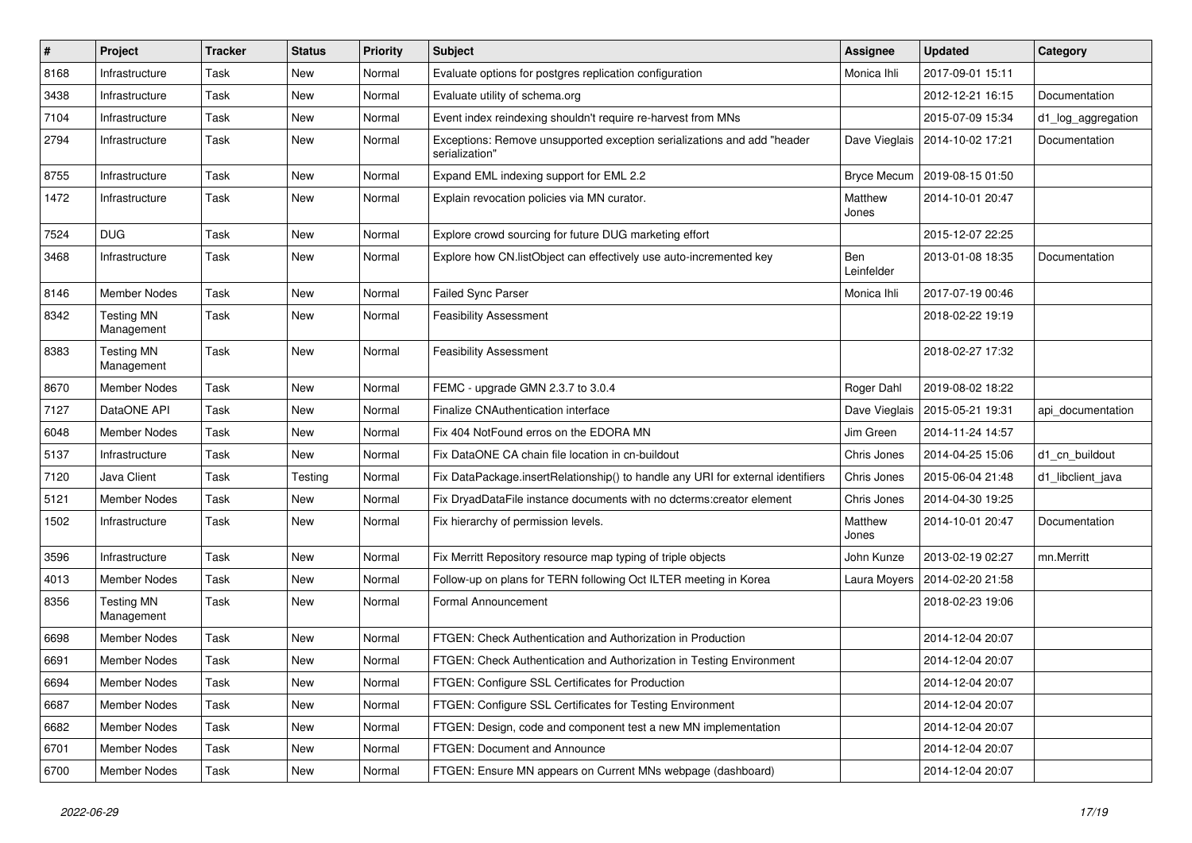| # | Project | Tracker | Status | Priority | Subject | Assignee | Updated | Category |
|---|---|---|---|---|---|---|---|---|
| 8168 | Infrastructure | Task | New | Normal | Evaluate options for postgres replication configuration | Monica Ihli | 2017-09-01 15:11 | |
| 3438 | Infrastructure | Task | New | Normal | Evaluate utility of schema.org | | 2012-12-21 16:15 | Documentation |
| 7104 | Infrastructure | Task | New | Normal | Event index reindexing shouldn't require re-harvest from MNs | | 2015-07-09 15:34 | d1_log_aggregation |
| 2794 | Infrastructure | Task | New | Normal | Exceptions: Remove unsupported exception serializations and add "header serialization" | Dave Vieglais | 2014-10-02 17:21 | Documentation |
| 8755 | Infrastructure | Task | New | Normal | Expand EML indexing support for EML 2.2 | Bryce Mecum | 2019-08-15 01:50 | |
| 1472 | Infrastructure | Task | New | Normal | Explain revocation policies via MN curator. | Matthew Jones | 2014-10-01 20:47 | |
| 7524 | DUG | Task | New | Normal | Explore crowd sourcing for future DUG marketing effort | | 2015-12-07 22:25 | |
| 3468 | Infrastructure | Task | New | Normal | Explore how CN.listObject can effectively use auto-incremented key | Ben Leinfelder | 2013-01-08 18:35 | Documentation |
| 8146 | Member Nodes | Task | New | Normal | Failed Sync Parser | Monica Ihli | 2017-07-19 00:46 | |
| 8342 | Testing MN Management | Task | New | Normal | Feasibility Assessment | | 2018-02-22 19:19 | |
| 8383 | Testing MN Management | Task | New | Normal | Feasibility Assessment | | 2018-02-27 17:32 | |
| 8670 | Member Nodes | Task | New | Normal | FEMC - upgrade GMN 2.3.7 to 3.0.4 | Roger Dahl | 2019-08-02 18:22 | |
| 7127 | DataONE API | Task | New | Normal | Finalize CNAuthentication interface | Dave Vieglais | 2015-05-21 19:31 | api_documentation |
| 6048 | Member Nodes | Task | New | Normal | Fix 404 NotFound erros on the EDORA MN | Jim Green | 2014-11-24 14:57 | |
| 5137 | Infrastructure | Task | New | Normal | Fix DataONE CA chain file location in cn-buildout | Chris Jones | 2014-04-25 15:06 | d1_cn_buildout |
| 7120 | Java Client | Task | Testing | Normal | Fix DataPackage.insertRelationship() to handle any URI for external identifiers | Chris Jones | 2015-06-04 21:48 | d1_libclient_java |
| 5121 | Member Nodes | Task | New | Normal | Fix DryadDataFile instance documents with no dcterms:creator element | Chris Jones | 2014-04-30 19:25 | |
| 1502 | Infrastructure | Task | New | Normal | Fix hierarchy of permission levels. | Matthew Jones | 2014-10-01 20:47 | Documentation |
| 3596 | Infrastructure | Task | New | Normal | Fix Merritt Repository resource map typing of triple objects | John Kunze | 2013-02-19 02:27 | mn.Merritt |
| 4013 | Member Nodes | Task | New | Normal | Follow-up on plans for TERN following Oct ILTER meeting in Korea | Laura Moyers | 2014-02-20 21:58 | |
| 8356 | Testing MN Management | Task | New | Normal | Formal Announcement | | 2018-02-23 19:06 | |
| 6698 | Member Nodes | Task | New | Normal | FTGEN: Check Authentication and Authorization in Production | | 2014-12-04 20:07 | |
| 6691 | Member Nodes | Task | New | Normal | FTGEN: Check Authentication and Authorization in Testing Environment | | 2014-12-04 20:07 | |
| 6694 | Member Nodes | Task | New | Normal | FTGEN: Configure SSL Certificates for Production | | 2014-12-04 20:07 | |
| 6687 | Member Nodes | Task | New | Normal | FTGEN: Configure SSL Certificates for Testing Environment | | 2014-12-04 20:07 | |
| 6682 | Member Nodes | Task | New | Normal | FTGEN: Design, code and component test a new MN implementation | | 2014-12-04 20:07 | |
| 6701 | Member Nodes | Task | New | Normal | FTGEN: Document and Announce | | 2014-12-04 20:07 | |
| 6700 | Member Nodes | Task | New | Normal | FTGEN: Ensure MN appears on Current MNs webpage (dashboard) | | 2014-12-04 20:07 | |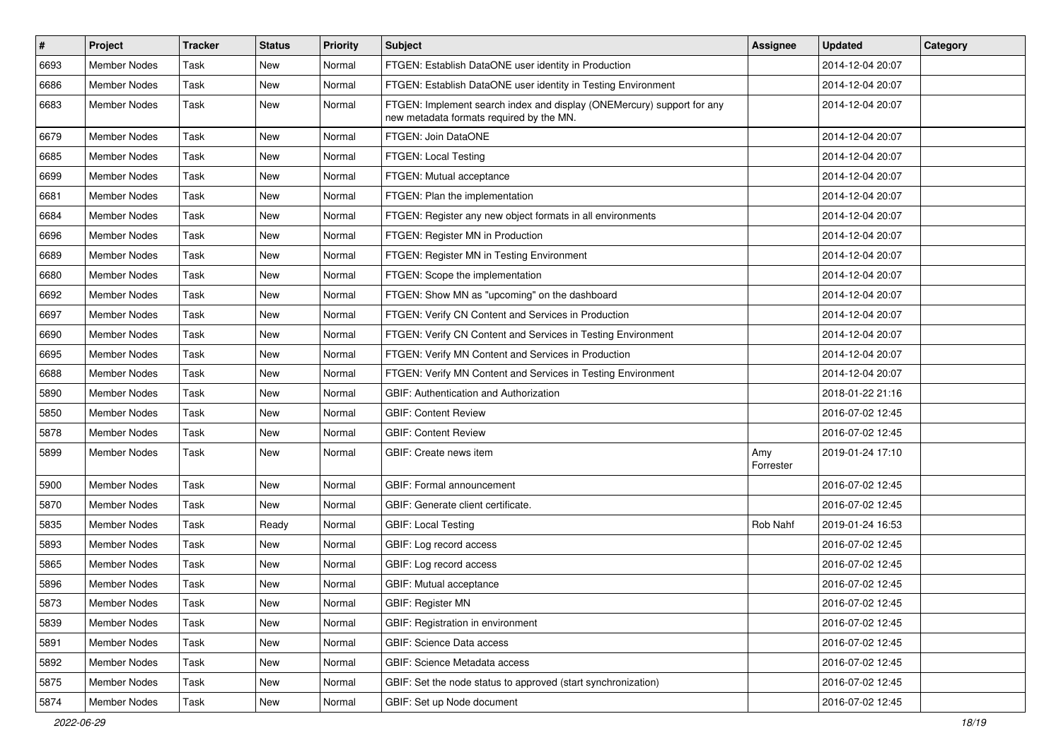| # | Project | Tracker | Status | Priority | Subject | Assignee | Updated | Category |
|---|---|---|---|---|---|---|---|---|
| 6693 | Member Nodes | Task | New | Normal | FTGEN: Establish DataONE user identity in Production | | 2014-12-04 20:07 | |
| 6686 | Member Nodes | Task | New | Normal | FTGEN: Establish DataONE user identity in Testing Environment | | 2014-12-04 20:07 | |
| 6683 | Member Nodes | Task | New | Normal | FTGEN: Implement search index and display (ONEMercury) support for any new metadata formats required by the MN. | | 2014-12-04 20:07 | |
| 6679 | Member Nodes | Task | New | Normal | FTGEN: Join DataONE | | 2014-12-04 20:07 | |
| 6685 | Member Nodes | Task | New | Normal | FTGEN: Local Testing | | 2014-12-04 20:07 | |
| 6699 | Member Nodes | Task | New | Normal | FTGEN: Mutual acceptance | | 2014-12-04 20:07 | |
| 6681 | Member Nodes | Task | New | Normal | FTGEN: Plan the implementation | | 2014-12-04 20:07 | |
| 6684 | Member Nodes | Task | New | Normal | FTGEN: Register any new object formats in all environments | | 2014-12-04 20:07 | |
| 6696 | Member Nodes | Task | New | Normal | FTGEN: Register MN in Production | | 2014-12-04 20:07 | |
| 6689 | Member Nodes | Task | New | Normal | FTGEN: Register MN in Testing Environment | | 2014-12-04 20:07 | |
| 6680 | Member Nodes | Task | New | Normal | FTGEN: Scope the implementation | | 2014-12-04 20:07 | |
| 6692 | Member Nodes | Task | New | Normal | FTGEN: Show MN as "upcoming" on the dashboard | | 2014-12-04 20:07 | |
| 6697 | Member Nodes | Task | New | Normal | FTGEN: Verify CN Content and Services in Production | | 2014-12-04 20:07 | |
| 6690 | Member Nodes | Task | New | Normal | FTGEN: Verify CN Content and Services in Testing Environment | | 2014-12-04 20:07 | |
| 6695 | Member Nodes | Task | New | Normal | FTGEN: Verify MN Content and Services in Production | | 2014-12-04 20:07 | |
| 6688 | Member Nodes | Task | New | Normal | FTGEN: Verify MN Content and Services in Testing Environment | | 2014-12-04 20:07 | |
| 5890 | Member Nodes | Task | New | Normal | GBIF: Authentication and Authorization | | 2018-01-22 21:16 | |
| 5850 | Member Nodes | Task | New | Normal | GBIF: Content Review | | 2016-07-02 12:45 | |
| 5878 | Member Nodes | Task | New | Normal | GBIF: Content Review | | 2016-07-02 12:45 | |
| 5899 | Member Nodes | Task | New | Normal | GBIF: Create news item | Amy Forrester | 2019-01-24 17:10 | |
| 5900 | Member Nodes | Task | New | Normal | GBIF: Formal announcement | | 2016-07-02 12:45 | |
| 5870 | Member Nodes | Task | New | Normal | GBIF: Generate client certificate. | | 2016-07-02 12:45 | |
| 5835 | Member Nodes | Task | Ready | Normal | GBIF: Local Testing | Rob Nahf | 2019-01-24 16:53 | |
| 5893 | Member Nodes | Task | New | Normal | GBIF: Log record access | | 2016-07-02 12:45 | |
| 5865 | Member Nodes | Task | New | Normal | GBIF: Log record access | | 2016-07-02 12:45 | |
| 5896 | Member Nodes | Task | New | Normal | GBIF: Mutual acceptance | | 2016-07-02 12:45 | |
| 5873 | Member Nodes | Task | New | Normal | GBIF: Register MN | | 2016-07-02 12:45 | |
| 5839 | Member Nodes | Task | New | Normal | GBIF: Registration in environment | | 2016-07-02 12:45 | |
| 5891 | Member Nodes | Task | New | Normal | GBIF: Science Data access | | 2016-07-02 12:45 | |
| 5892 | Member Nodes | Task | New | Normal | GBIF: Science Metadata access | | 2016-07-02 12:45 | |
| 5875 | Member Nodes | Task | New | Normal | GBIF: Set the node status to approved (start synchronization) | | 2016-07-02 12:45 | |
| 5874 | Member Nodes | Task | New | Normal | GBIF: Set up Node document | | 2016-07-02 12:45 | |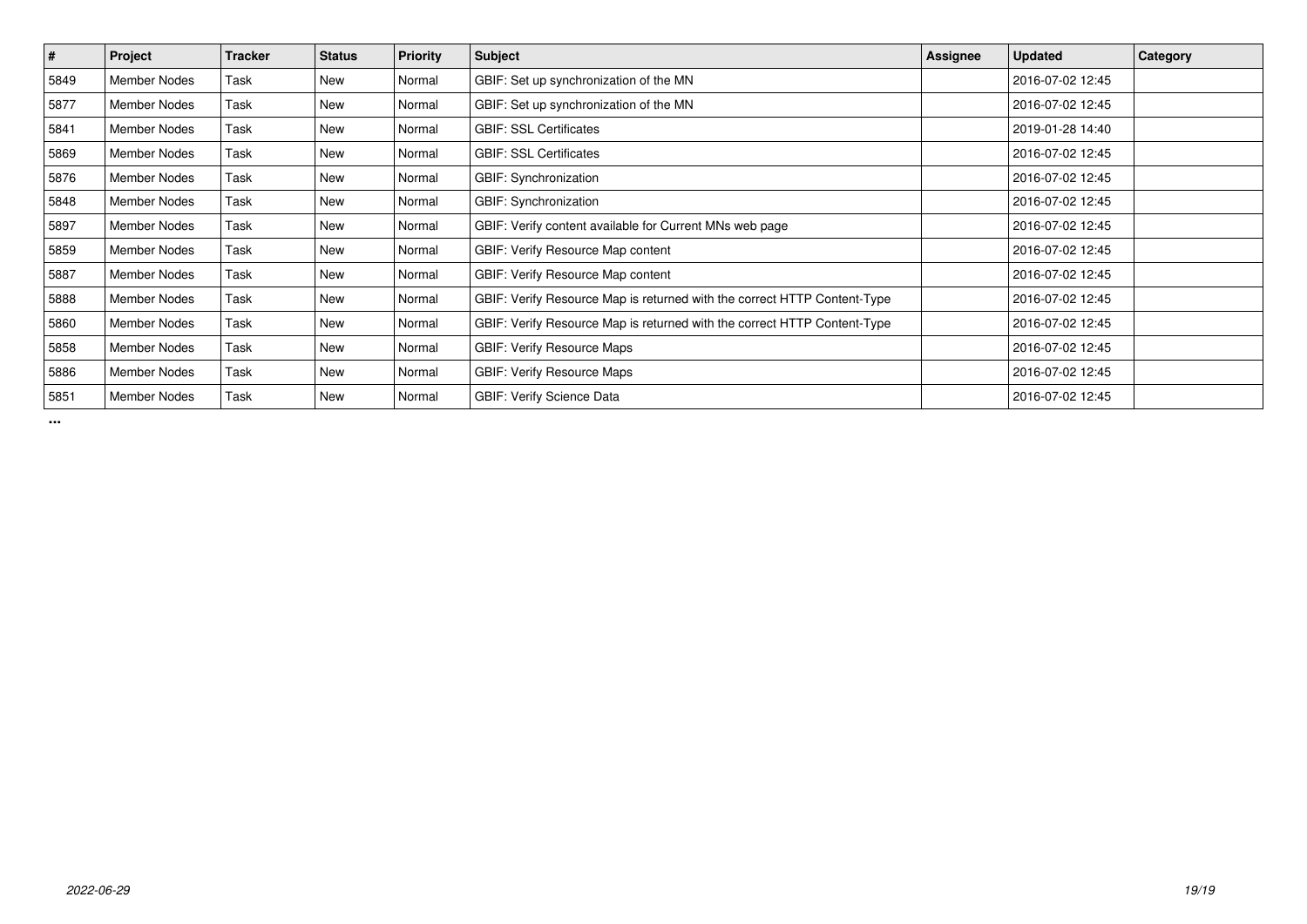| # | Project | Tracker | Status | Priority | Subject | Assignee | Updated | Category |
|---|---|---|---|---|---|---|---|---|
| 5849 | Member Nodes | Task | New | Normal | GBIF: Set up synchronization of the MN | | 2016-07-02 12:45 | |
| 5877 | Member Nodes | Task | New | Normal | GBIF: Set up synchronization of the MN | | 2016-07-02 12:45 | |
| 5841 | Member Nodes | Task | New | Normal | GBIF: SSL Certificates | | 2019-01-28 14:40 | |
| 5869 | Member Nodes | Task | New | Normal | GBIF: SSL Certificates | | 2016-07-02 12:45 | |
| 5876 | Member Nodes | Task | New | Normal | GBIF: Synchronization | | 2016-07-02 12:45 | |
| 5848 | Member Nodes | Task | New | Normal | GBIF: Synchronization | | 2016-07-02 12:45 | |
| 5897 | Member Nodes | Task | New | Normal | GBIF: Verify content available for Current MNs web page | | 2016-07-02 12:45 | |
| 5859 | Member Nodes | Task | New | Normal | GBIF: Verify Resource Map content | | 2016-07-02 12:45 | |
| 5887 | Member Nodes | Task | New | Normal | GBIF: Verify Resource Map content | | 2016-07-02 12:45 | |
| 5888 | Member Nodes | Task | New | Normal | GBIF: Verify Resource Map is returned with the correct HTTP Content-Type | | 2016-07-02 12:45 | |
| 5860 | Member Nodes | Task | New | Normal | GBIF: Verify Resource Map is returned with the correct HTTP Content-Type | | 2016-07-02 12:45 | |
| 5858 | Member Nodes | Task | New | Normal | GBIF: Verify Resource Maps | | 2016-07-02 12:45 | |
| 5886 | Member Nodes | Task | New | Normal | GBIF: Verify Resource Maps | | 2016-07-02 12:45 | |
| 5851 | Member Nodes | Task | New | Normal | GBIF: Verify Science Data | | 2016-07-02 12:45 | |

...